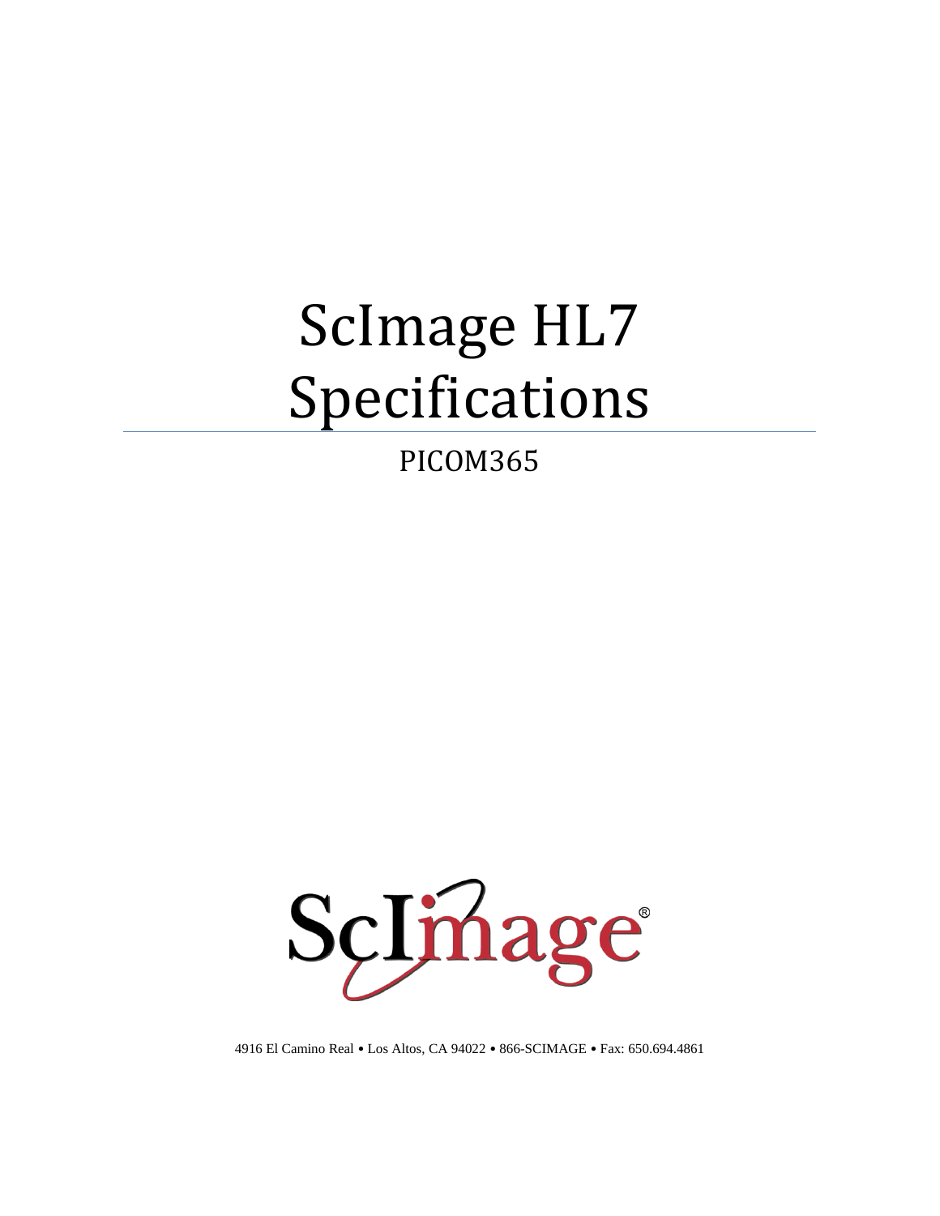# ScImage HL7 Specifications

PICOM365

ScImage®

4916 El Camino Real • Los Altos, CA 94022 • 866-SCIMAGE • Fax: 650.694.4861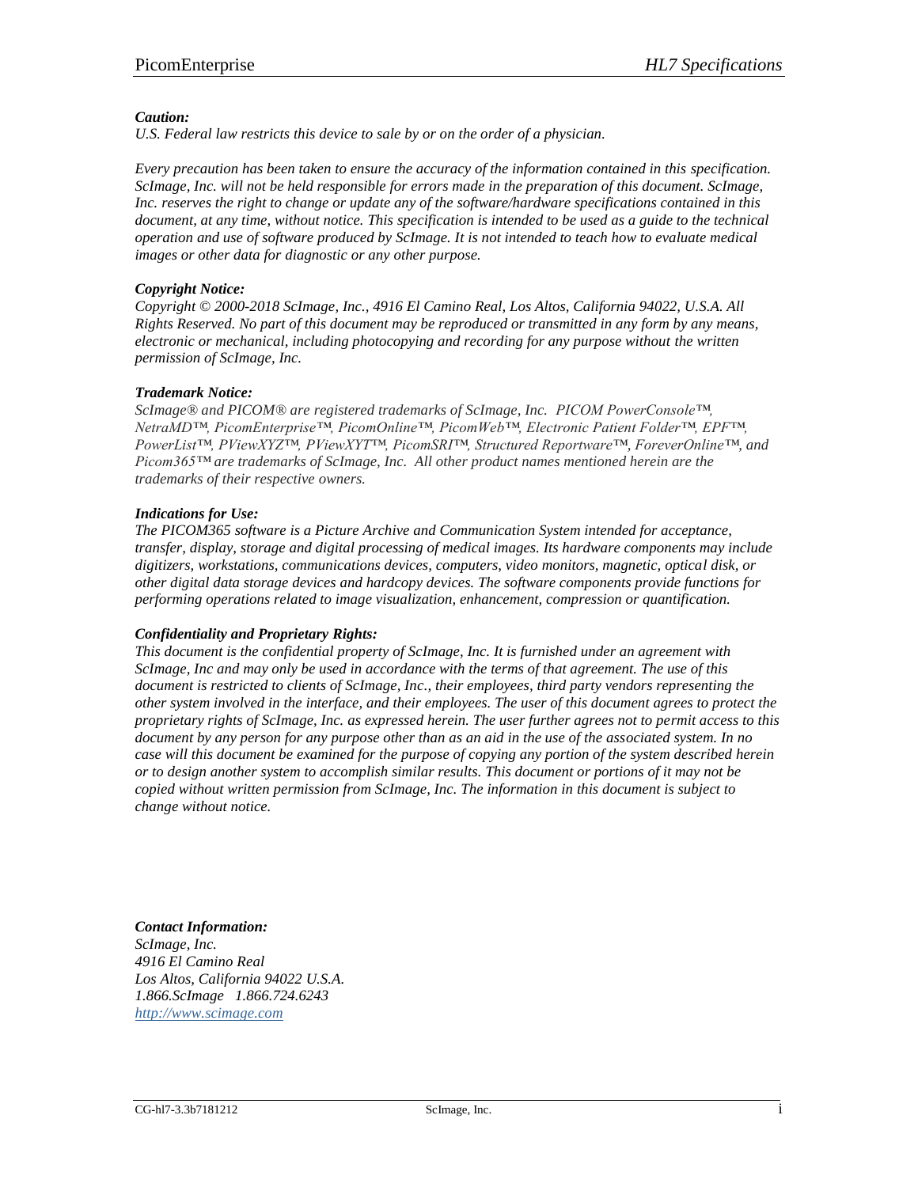***Caution:***
*U.S. Federal law restricts this device to sale by or on the order of a physician.*

*Every precaution has been taken to ensure the accuracy of the information contained in this specification. ScImage, Inc. will not be held responsible for errors made in the preparation of this document. ScImage, Inc. reserves the right to change or update any of the software/hardware specifications contained in this document, at any time, without notice. This specification is intended to be used as a guide to the technical operation and use of software produced by ScImage. It is not intended to teach how to evaluate medical images or other data for diagnostic or any other purpose.*

***Copyright Notice:***
*Copyright © 2000-2018 ScImage, Inc., 4916 El Camino Real, Los Altos, California 94022, U.S.A. All Rights Reserved. No part of this document may be reproduced or transmitted in any form by any means, electronic or mechanical, including photocopying and recording for any purpose without the written permission of ScImage, Inc.*

***Trademark Notice:***
*ScImage® and PICOM® are registered trademarks of ScImage, Inc. PICOM PowerConsole™, NetraMD™, PicomEnterprise™, PicomOnline™, PicomWeb™, Electronic Patient Folder™, EPF™, PowerList™, PViewXYZ™, PViewXYT™, PicomSRI™, Structured Reportware™, ForeverOnline™, and Picom365™ are trademarks of ScImage, Inc. All other product names mentioned herein are the trademarks of their respective owners.*

***Indications for Use:***
*The PICOM365 software is a Picture Archive and Communication System intended for acceptance, transfer, display, storage and digital processing of medical images. Its hardware components may include digitizers, workstations, communications devices, computers, video monitors, magnetic, optical disk, or other digital data storage devices and hardcopy devices. The software components provide functions for performing operations related to image visualization, enhancement, compression or quantification.*

***Confidentiality and Proprietary Rights:***
*This document is the confidential property of ScImage, Inc. It is furnished under an agreement with ScImage, Inc and may only be used in accordance with the terms of that agreement. The use of this document is restricted to clients of ScImage, Inc., their employees, third party vendors representing the other system involved in the interface, and their employees. The user of this document agrees to protect the proprietary rights of ScImage, Inc. as expressed herein. The user further agrees not to permit access to this document by any person for any purpose other than as an aid in the use of the associated system. In no case will this document be examined for the purpose of copying any portion of the system described herein or to design another system to accomplish similar results. This document or portions of it may not be copied without written permission from ScImage, Inc. The information in this document is subject to change without notice.*

***Contact Information:***
*ScImage, Inc.*
*4916 El Camino Real*
*Los Altos, California 94022 U.S.A.*
*1.866.ScImage 1.866.724.6243*
*http://www.scimage.com*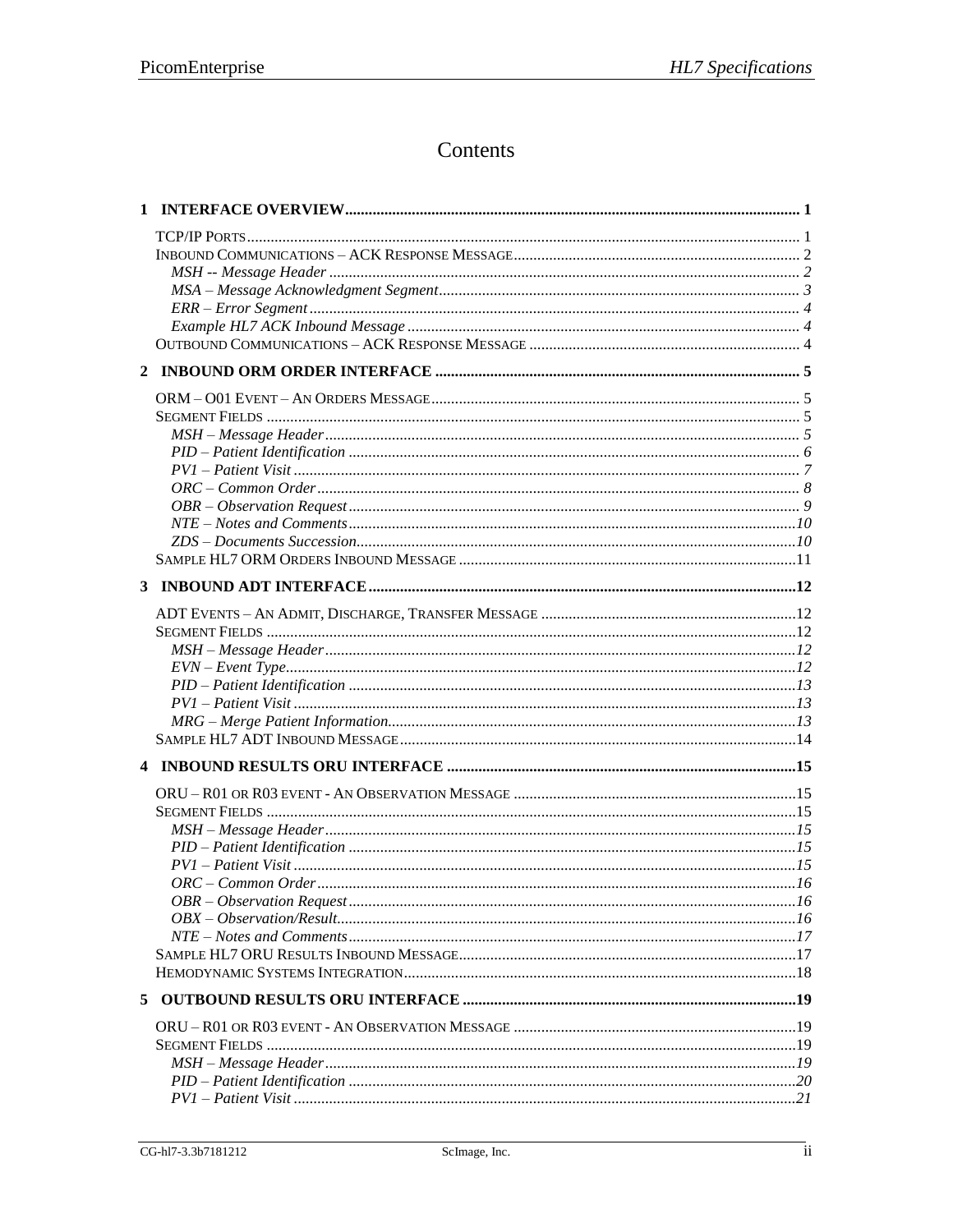# Contents

**1 INTERFACE OVERVIEW** ........ 1

- TCP/IP PORTS ........ 1
- INBOUND COMMUNICATIONS – ACK RESPONSE MESSAGE ........ 2
  - *MSH -- Message Header* ........ 2
  - *MSA – Message Acknowledgment Segment* ........ 3
  - *ERR – Error Segment* ........ 4
  - *Example HL7 ACK Inbound Message* ........ 4
- OUTBOUND COMMUNICATIONS – ACK RESPONSE MESSAGE ........ 4

**2 INBOUND ORM ORDER INTERFACE** ........ 5

- ORM – O01 EVENT – AN ORDERS MESSAGE ........ 5
- SEGMENT FIELDS ........ 5
  - *MSH – Message Header* ........ 5
  - *PID – Patient Identification* ........ 6
  - *PV1 – Patient Visit* ........ 7
  - *ORC – Common Order* ........ 8
  - *OBR – Observation Request* ........ 9
  - *NTE – Notes and Comments* ........ 10
  - *ZDS – Documents Succession* ........ 10
- SAMPLE HL7 ORM ORDERS INBOUND MESSAGE ........ 11

**3 INBOUND ADT INTERFACE** ........ 12

- ADT EVENTS – AN ADMIT, DISCHARGE, TRANSFER MESSAGE ........ 12
- SEGMENT FIELDS ........ 12
  - *MSH – Message Header* ........ 12
  - *EVN – Event Type* ........ 12
  - *PID – Patient Identification* ........ 13
  - *PV1 – Patient Visit* ........ 13
  - *MRG – Merge Patient Information* ........ 13
- SAMPLE HL7 ADT INBOUND MESSAGE ........ 14

**4 INBOUND RESULTS ORU INTERFACE** ........ 15

- ORU – R01 OR R03 EVENT - AN OBSERVATION MESSAGE ........ 15
- SEGMENT FIELDS ........ 15
  - *MSH – Message Header* ........ 15
  - *PID – Patient Identification* ........ 15
  - *PV1 – Patient Visit* ........ 15
  - *ORC – Common Order* ........ 16
  - *OBR – Observation Request* ........ 16
  - *OBX – Observation/Result* ........ 16
  - *NTE – Notes and Comments* ........ 17
- SAMPLE HL7 ORU RESULTS INBOUND MESSAGE ........ 17
- HEMODYNAMIC SYSTEMS INTEGRATION ........ 18

**5 OUTBOUND RESULTS ORU INTERFACE** ........ 19

- ORU – R01 OR R03 EVENT - AN OBSERVATION MESSAGE ........ 19
- SEGMENT FIELDS ........ 19
  - *MSH – Message Header* ........ 19
  - *PID – Patient Identification* ........ 20
  - *PV1 – Patient Visit* ........ 21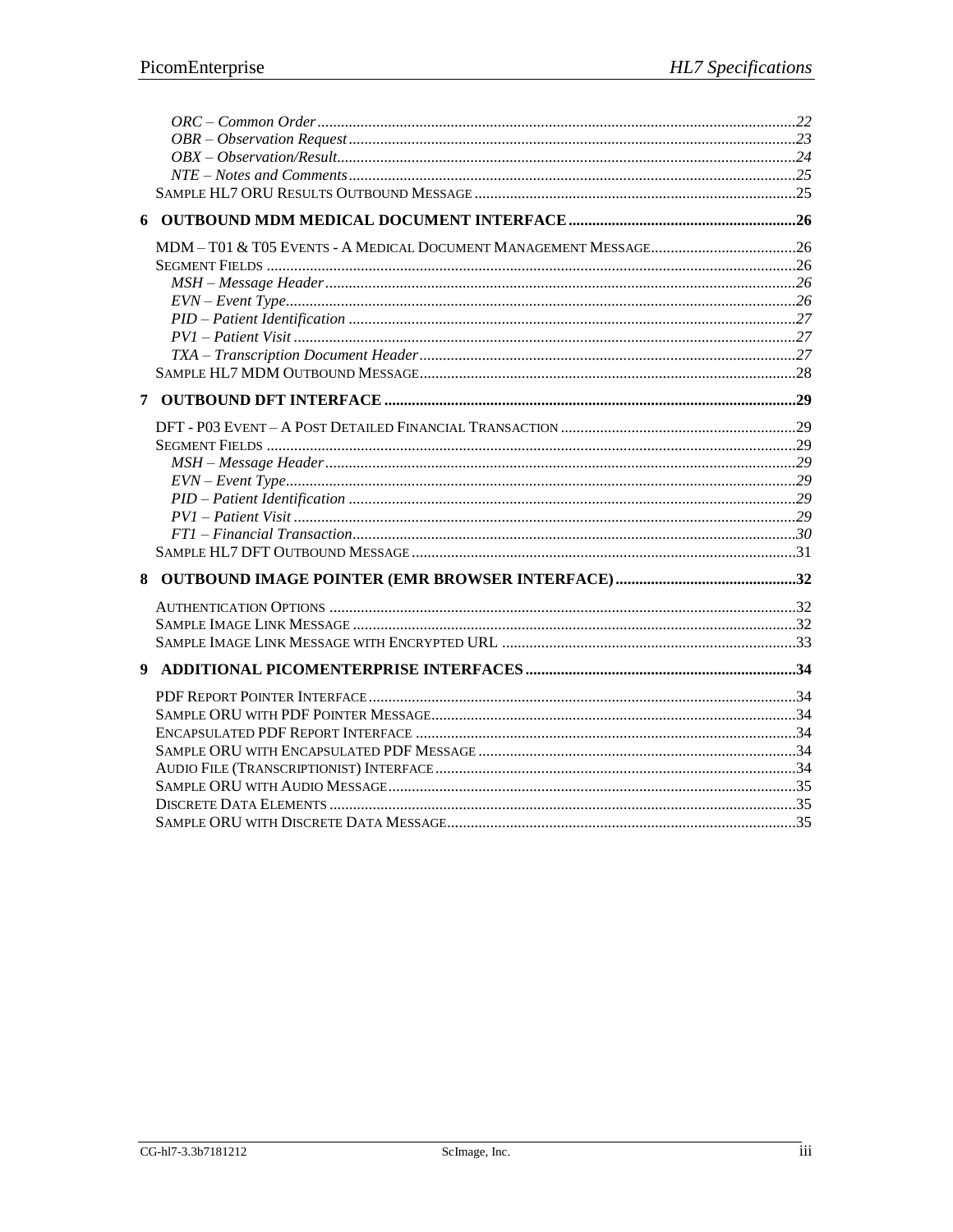*ORC – Common Order* ........................................................................ 22
*OBR – Observation Request* ................................................................ 23
*OBX – Observation/Result* .................................................................. 24
*NTE – Notes and Comments* ................................................................ 25
SAMPLE HL7 ORU RESULTS OUTBOUND MESSAGE ...................................... 25

**6 OUTBOUND MDM MEDICAL DOCUMENT INTERFACE ........................................ 26**

MDM – T01 & T05 EVENTS - A MEDICAL DOCUMENT MANAGEMENT MESSAGE ............. 26
SEGMENT FIELDS .................................................................................. 26
*MSH – Message Header* ...................................................................... 26
*EVN – Event Type* .............................................................................. 26
*PID – Patient Identification* ................................................................ 27
*PV1 – Patient Visit* ............................................................................. 27
*TXA – Transcription Document Header* .................................................. 27
SAMPLE HL7 MDM OUTBOUND MESSAGE ..................................................... 28

**7 OUTBOUND DFT INTERFACE ............................................................. 29**

DFT - P03 EVENT – A POST DETAILED FINANCIAL TRANSACTION ............................ 29
SEGMENT FIELDS .................................................................................. 29
*MSH – Message Header* ...................................................................... 29
*EVN – Event Type* .............................................................................. 29
*PID – Patient Identification* ................................................................ 29
*PV1 – Patient Visit* ............................................................................. 29
*FT1 – Financial Transaction* ................................................................ 30
SAMPLE HL7 DFT OUTBOUND MESSAGE ...................................................... 31

**8 OUTBOUND IMAGE POINTER (EMR BROWSER INTERFACE) ............................ 32**

AUTHENTICATION OPTIONS ..................................................................... 32
SAMPLE IMAGE LINK MESSAGE ............................................................... 32
SAMPLE IMAGE LINK MESSAGE WITH ENCRYPTED URL ..................................... 33

**9 ADDITIONAL PICOMENTERPRISE INTERFACES ............................................ 34**

PDF REPORT POINTER INTERFACE ............................................................ 34
SAMPLE ORU WITH PDF POINTER MESSAGE ................................................. 34
ENCAPSULATED PDF REPORT INTERFACE .................................................... 34
SAMPLE ORU WITH ENCAPSULATED PDF MESSAGE ........................................ 34
AUDIO FILE (TRANSCRIPTIONIST) INTERFACE ............................................... 34
SAMPLE ORU WITH AUDIO MESSAGE ......................................................... 35
DISCRETE DATA ELEMENTS ..................................................................... 35
SAMPLE ORU WITH DISCRETE DATA MESSAGE ............................................. 35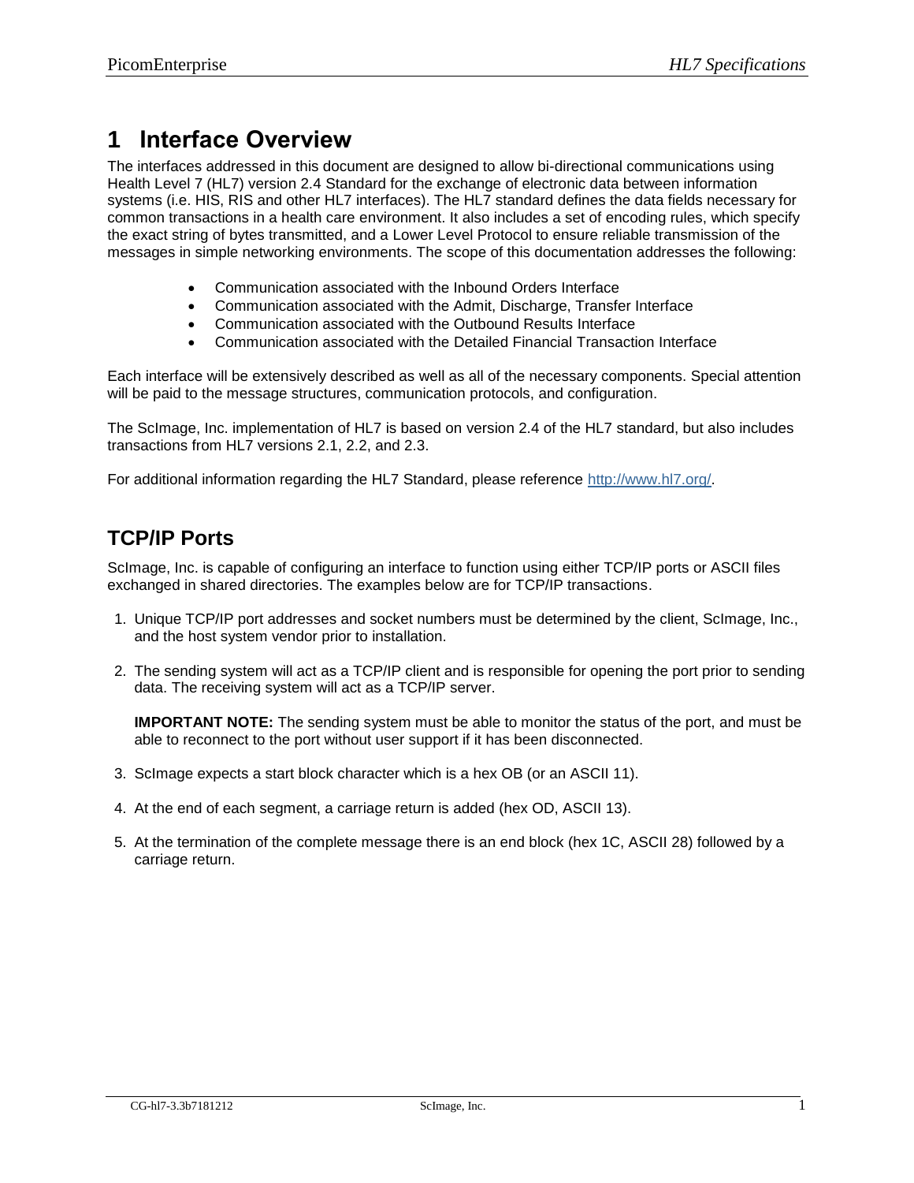# 1 Interface Overview

The interfaces addressed in this document are designed to allow bi-directional communications using Health Level 7 (HL7) version 2.4 Standard for the exchange of electronic data between information systems (i.e. HIS, RIS and other HL7 interfaces). The HL7 standard defines the data fields necessary for common transactions in a health care environment. It also includes a set of encoding rules, which specify the exact string of bytes transmitted, and a Lower Level Protocol to ensure reliable transmission of the messages in simple networking environments. The scope of this documentation addresses the following:

- Communication associated with the Inbound Orders Interface
- Communication associated with the Admit, Discharge, Transfer Interface
- Communication associated with the Outbound Results Interface
- Communication associated with the Detailed Financial Transaction Interface

Each interface will be extensively described as well as all of the necessary components. Special attention will be paid to the message structures, communication protocols, and configuration.

The ScImage, Inc. implementation of HL7 is based on version 2.4 of the HL7 standard, but also includes transactions from HL7 versions 2.1, 2.2, and 2.3.

For additional information regarding the HL7 Standard, please reference [http://www.hl7.org/](http://www.hl7.org/).

## TCP/IP Ports

ScImage, Inc. is capable of configuring an interface to function using either TCP/IP ports or ASCII files exchanged in shared directories. The examples below are for TCP/IP transactions.

1. Unique TCP/IP port addresses and socket numbers must be determined by the client, ScImage, Inc., and the host system vendor prior to installation.

2. The sending system will act as a TCP/IP client and is responsible for opening the port prior to sending data. The receiving system will act as a TCP/IP server.

   **IMPORTANT NOTE:** The sending system must be able to monitor the status of the port, and must be able to reconnect to the port without user support if it has been disconnected.

3. ScImage expects a start block character which is a hex OB (or an ASCII 11).

4. At the end of each segment, a carriage return is added (hex OD, ASCII 13).

5. At the termination of the complete message there is an end block (hex 1C, ASCII 28) followed by a carriage return.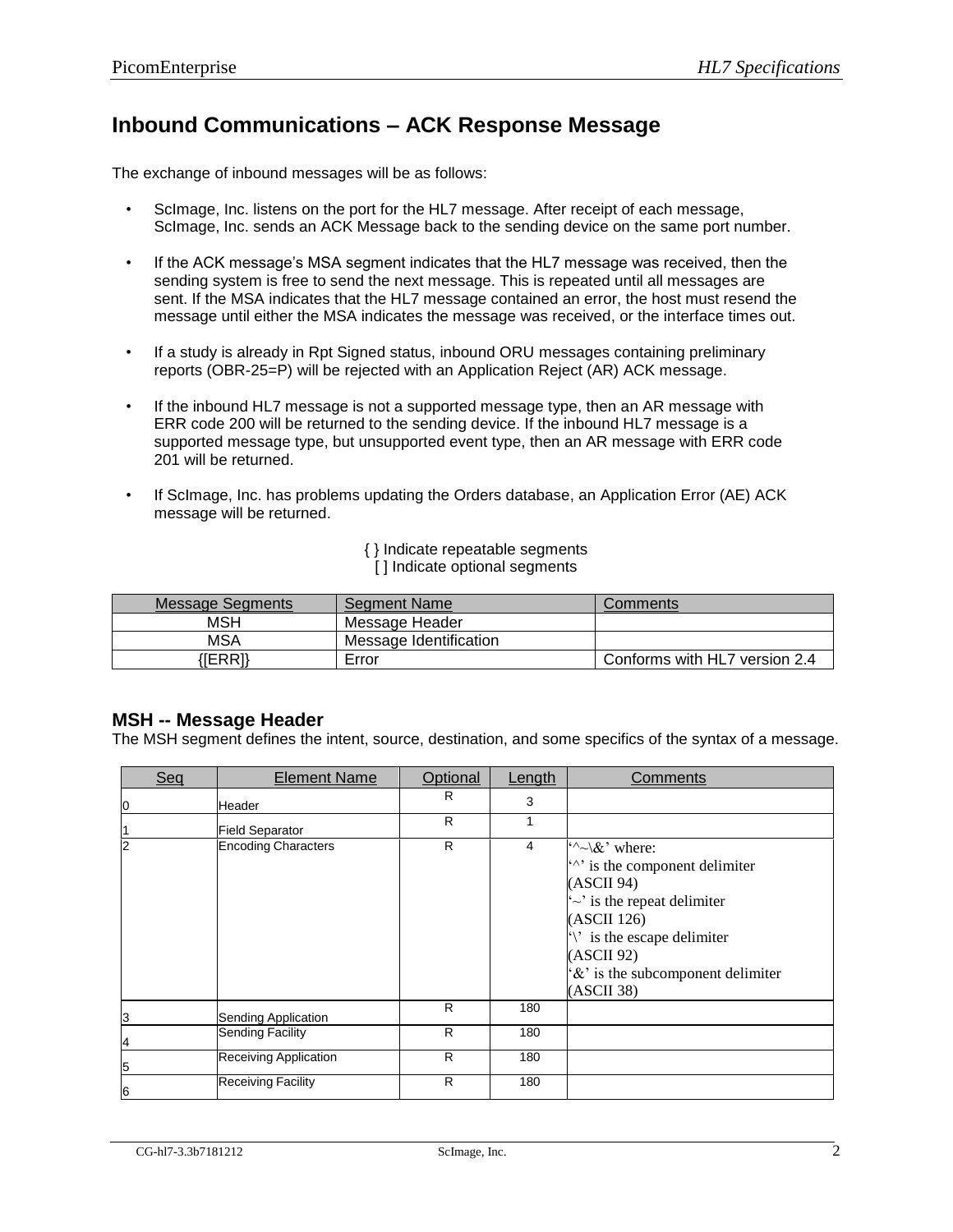# Inbound Communications – ACK Response Message

The exchange of inbound messages will be as follows:

- ScImage, Inc. listens on the port for the HL7 message. After receipt of each message, ScImage, Inc. sends an ACK Message back to the sending device on the same port number.
- If the ACK message's MSA segment indicates that the HL7 message was received, then the sending system is free to send the next message. This is repeated until all messages are sent. If the MSA indicates that the HL7 message contained an error, the host must resend the message until either the MSA indicates the message was received, or the interface times out.
- If a study is already in Rpt Signed status, inbound ORU messages containing preliminary reports (OBR-25=P) will be rejected with an Application Reject (AR) ACK message.
- If the inbound HL7 message is not a supported message type, then an AR message with ERR code 200 will be returned to the sending device. If the inbound HL7 message is a supported message type, but unsupported event type, then an AR message with ERR code 201 will be returned.
- If ScImage, Inc. has problems updating the Orders database, an Application Error (AE) ACK message will be returned.

{ } Indicate repeatable segments
[ ] Indicate optional segments

| Message Segments | Segment Name | Comments |
|---|---|---|
| MSH | Message Header | |
| MSA | Message Identification | |
| {[ERR]} | Error | Conforms with HL7 version 2.4 |

## MSH -- Message Header

The MSH segment defines the intent, source, destination, and some specifics of the syntax of a message.

| Seq | Element Name | Optional | Length | Comments |
|---|---|---|---|---|
| 0 | Header | R | 3 | |
| 1 | Field Separator | R | 1 | |
| 2 | Encoding Characters | R | 4 | '^~\&' where: '^' is the component delimiter (ASCII 94) '~' is the repeat delimiter (ASCII 126) '\' is the escape delimiter (ASCII 92) '&' is the subcomponent delimiter (ASCII 38) |
| 3 | Sending Application | R | 180 | |
| 4 | Sending Facility | R | 180 | |
| 5 | Receiving Application | R | 180 | |
| 6 | Receiving Facility | R | 180 | |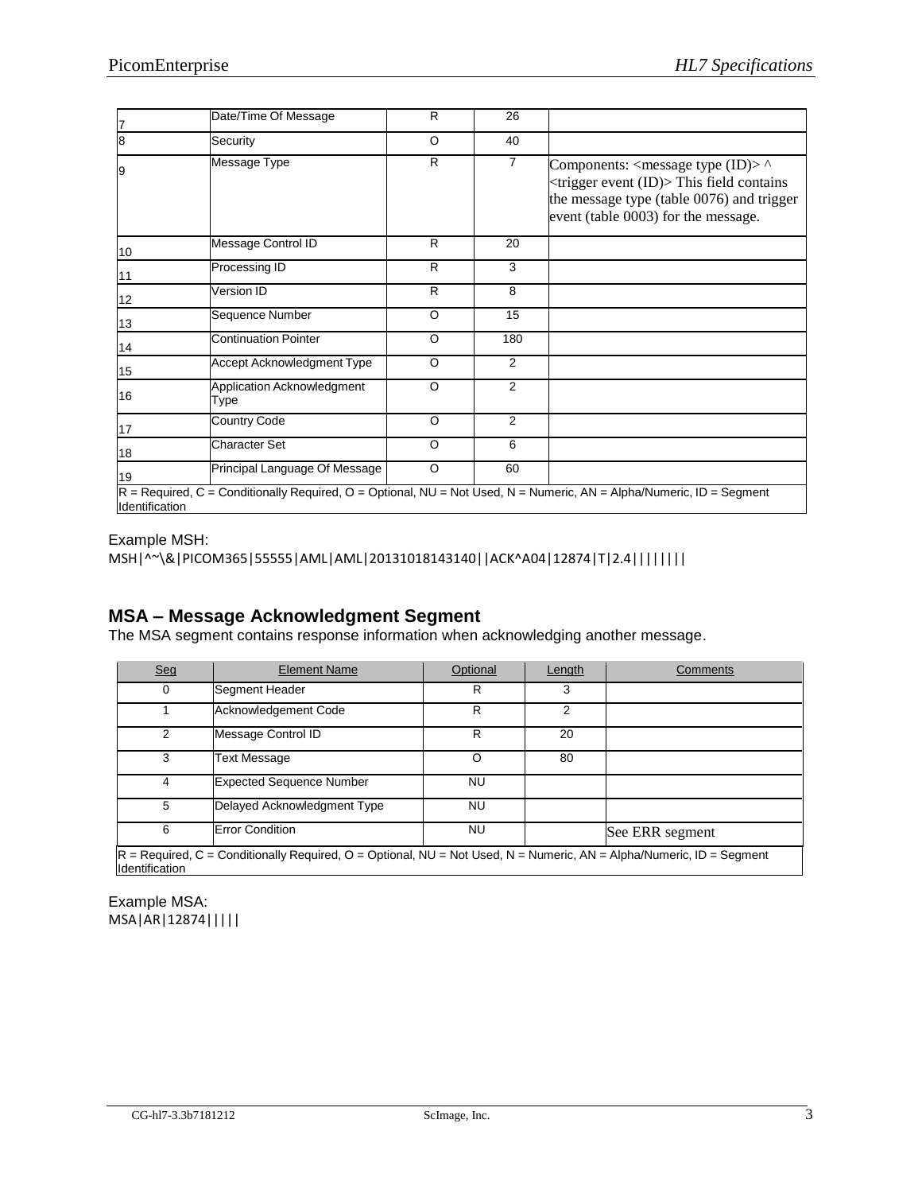| | | | | |
|---|---|---|---|---|
| 7 | Date/Time Of Message | R | 26 | |
| 8 | Security | O | 40 | |
| 9 | Message Type | R | 7 | Components: <message type (ID)> ^ <trigger event (ID)> This field contains the message type (table 0076) and trigger event (table 0003) for the message. |
| 10 | Message Control ID | R | 20 | |
| 11 | Processing ID | R | 3 | |
| 12 | Version ID | R | 8 | |
| 13 | Sequence Number | O | 15 | |
| 14 | Continuation Pointer | O | 180 | |
| 15 | Accept Acknowledgment Type | O | 2 | |
| 16 | Application Acknowledgment Type | O | 2 | |
| 17 | Country Code | O | 2 | |
| 18 | Character Set | O | 6 | |
| 19 | Principal Language Of Message | O | 60 | |

R = Required, C = Conditionally Required, O = Optional, NU = Not Used, N = Numeric, AN = Alpha/Numeric, ID = Segment Identification

Example MSH:

```
MSH|^~\&|PICOM365|55555|AML|AML|20131018143140||ACK^A04|12874|T|2.4||||||||
```

## MSA – Message Acknowledgment Segment

The MSA segment contains response information when acknowledging another message.

| Seq | Element Name | Optional | Length | Comments |
|---|---|---|---|---|
| 0 | Segment Header | R | 3 | |
| 1 | Acknowledgement Code | R | 2 | |
| 2 | Message Control ID | R | 20 | |
| 3 | Text Message | O | 80 | |
| 4 | Expected Sequence Number | NU | | |
| 5 | Delayed Acknowledgment Type | NU | | |
| 6 | Error Condition | NU | | See ERR segment |

R = Required, C = Conditionally Required, O = Optional, NU = Not Used, N = Numeric, AN = Alpha/Numeric, ID = Segment Identification

Example MSA:

```
MSA|AR|12874|||||
```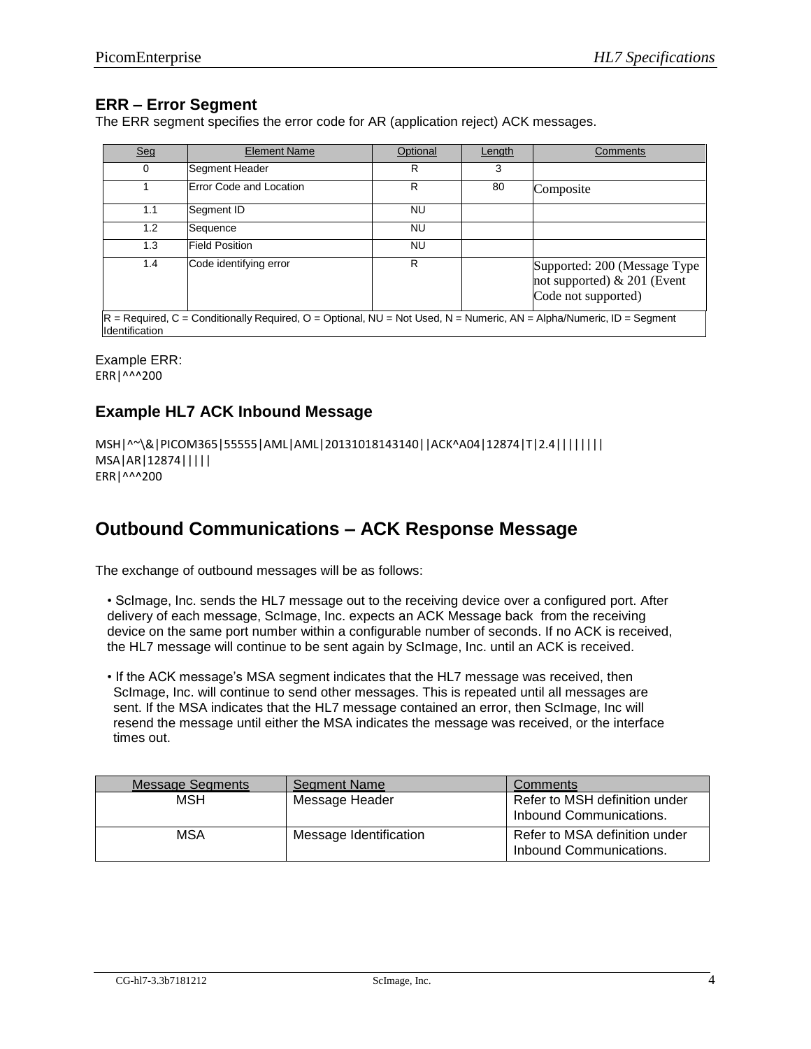## ERR – Error Segment

The ERR segment specifies the error code for AR (application reject) ACK messages.

| Seq | Element Name | Optional | Length | Comments |
|---|---|---|---|---|
| 0 | Segment Header | R | 3 | |
| 1 | Error Code and Location | R | 80 | Composite |
| 1.1 | Segment ID | NU | | |
| 1.2 | Sequence | NU | | |
| 1.3 | Field Position | NU | | |
| 1.4 | Code identifying error | R | | Supported: 200 (Message Type not supported) & 201 (Event Code not supported) |
| R = Required, C = Conditionally Required, O = Optional, NU = Not Used, N = Numeric, AN = Alpha/Numeric, ID = Segment Identification | | | | |

Example ERR:

```
ERR|^^^200
```

## Example HL7 ACK Inbound Message

```
MSH|^~\&|PICOM365|55555|AML|AML|20131018143140||ACK^A04|12874|T|2.4||||||||
MSA|AR|12874|||||
ERR|^^^200
```

# Outbound Communications – ACK Response Message

The exchange of outbound messages will be as follows:

- ScImage, Inc. sends the HL7 message out to the receiving device over a configured port. After delivery of each message, ScImage, Inc. expects an ACK Message back from the receiving device on the same port number within a configurable number of seconds. If no ACK is received, the HL7 message will continue to be sent again by ScImage, Inc. until an ACK is received.

- If the ACK message's MSA segment indicates that the HL7 message was received, then ScImage, Inc. will continue to send other messages. This is repeated until all messages are sent. If the MSA indicates that the HL7 message contained an error, then ScImage, Inc will resend the message until either the MSA indicates the message was received, or the interface times out.

| Message Segments | Segment Name | Comments |
|---|---|---|
| MSH | Message Header | Refer to MSH definition under Inbound Communications. |
| MSA | Message Identification | Refer to MSA definition under Inbound Communications. |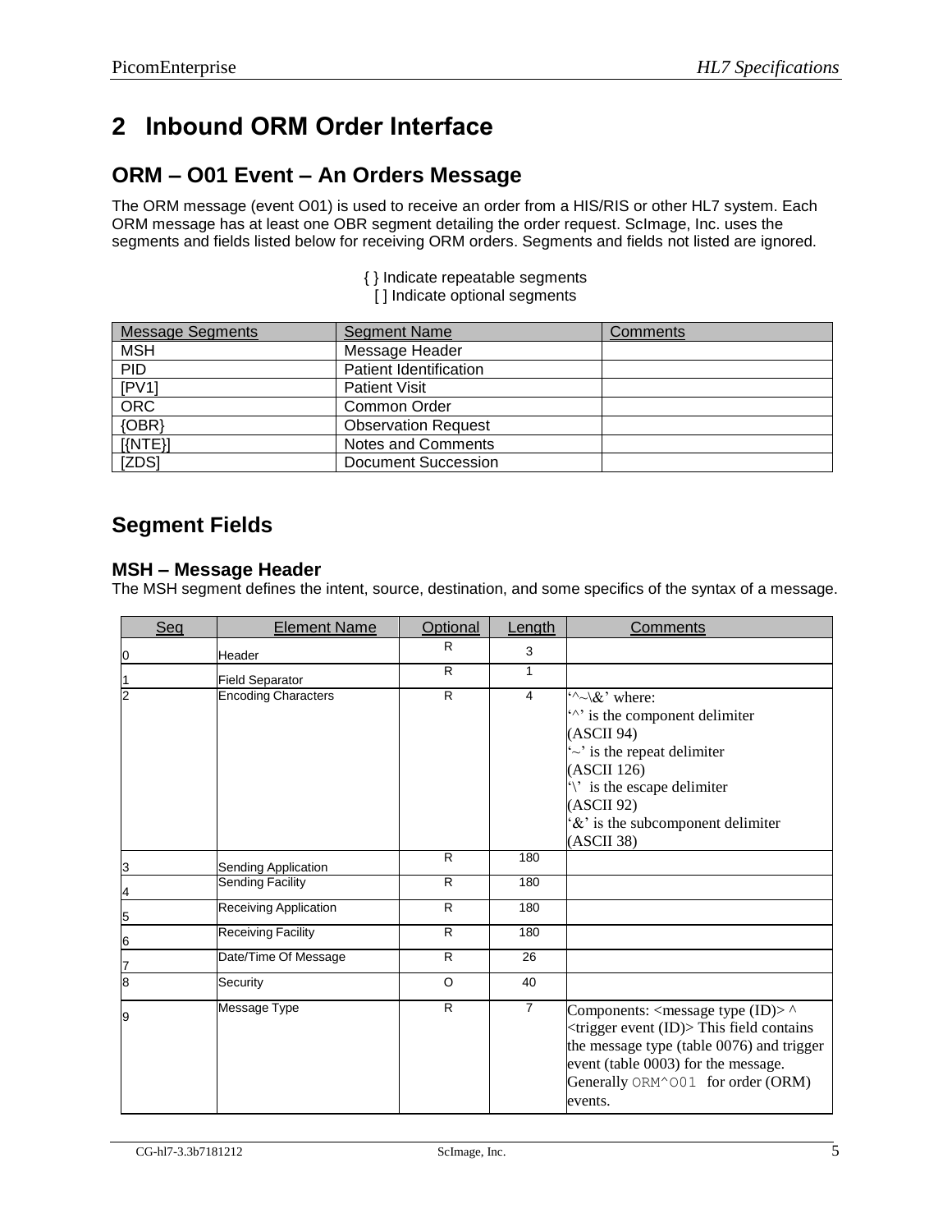# 2 Inbound ORM Order Interface

## ORM – O01 Event – An Orders Message

The ORM message (event O01) is used to receive an order from a HIS/RIS or other HL7 system. Each ORM message has at least one OBR segment detailing the order request. ScImage, Inc. uses the segments and fields listed below for receiving ORM orders. Segments and fields not listed are ignored.

{ } Indicate repeatable segments
[ ] Indicate optional segments

| Message Segments | Segment Name | Comments |
|---|---|---|
| MSH | Message Header | |
| PID | Patient Identification | |
| [PV1] | Patient Visit | |
| ORC | Common Order | |
| {OBR} | Observation Request | |
| [{NTE}] | Notes and Comments | |
| [ZDS] | Document Succession | |

## Segment Fields

### MSH – Message Header

The MSH segment defines the intent, source, destination, and some specifics of the syntax of a message.

| Seq | Element Name | Optional | Length | Comments |
|---|---|---|---|---|
| 0 | Header | R | 3 | |
| 1 | Field Separator | R | 1 | |
| 2 | Encoding Characters | R | 4 | '^~\&' where:<br>'^' is the component delimiter (ASCII 94)<br>'~' is the repeat delimiter (ASCII 126)<br>'\' is the escape delimiter (ASCII 92)<br>'&' is the subcomponent delimiter (ASCII 38) |
| 3 | Sending Application | R | 180 | |
| 4 | Sending Facility | R | 180 | |
| 5 | Receiving Application | R | 180 | |
| 6 | Receiving Facility | R | 180 | |
| 7 | Date/Time Of Message | R | 26 | |
| 8 | Security | O | 40 | |
| 9 | Message Type | R | 7 | Components: <message type (ID)> ^ <trigger event (ID)> This field contains the message type (table 0076) and trigger event (table 0003) for the message. Generally `ORM^O01` for order (ORM) events. |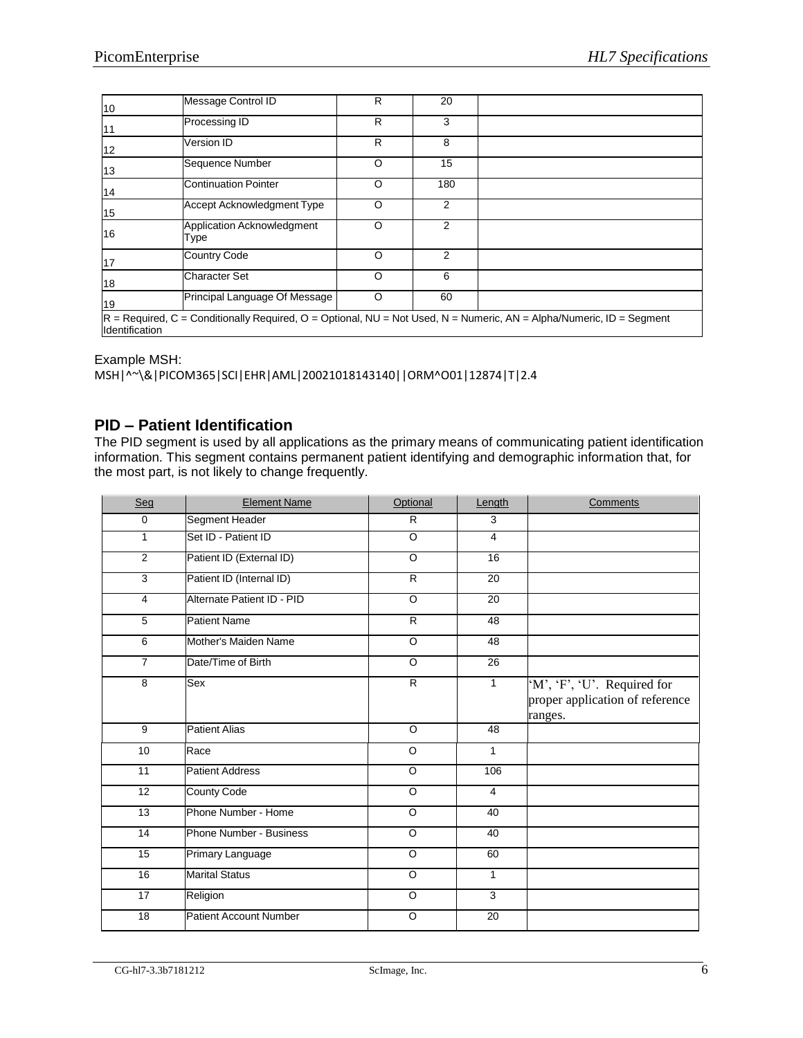| | | | | |
|---|---|---|---|---|
| 10 | Message Control ID | R | 20 | |
| 11 | Processing ID | R | 3 | |
| 12 | Version ID | R | 8 | |
| 13 | Sequence Number | O | 15 | |
| 14 | Continuation Pointer | O | 180 | |
| 15 | Accept Acknowledgment Type | O | 2 | |
| 16 | Application Acknowledgment Type | O | 2 | |
| 17 | Country Code | O | 2 | |
| 18 | Character Set | O | 6 | |
| 19 | Principal Language Of Message | O | 60 | |

R = Required, C = Conditionally Required, O = Optional, NU = Not Used, N = Numeric, AN = Alpha/Numeric, ID = Segment Identification

Example MSH:

```
MSH|^~\&|PICOM365|SCI|EHR|AML|20021018143140||ORM^O01|12874|T|2.4
```

## PID – Patient Identification

The PID segment is used by all applications as the primary means of communicating patient identification information. This segment contains permanent patient identifying and demographic information that, for the most part, is not likely to change frequently.

| Seq | Element Name | Optional | Length | Comments |
|---|---|---|---|---|
| 0 | Segment Header | R | 3 | |
| 1 | Set ID - Patient ID | O | 4 | |
| 2 | Patient ID (External ID) | O | 16 | |
| 3 | Patient ID (Internal ID) | R | 20 | |
| 4 | Alternate Patient ID - PID | O | 20 | |
| 5 | Patient Name | R | 48 | |
| 6 | Mother's Maiden Name | O | 48 | |
| 7 | Date/Time of Birth | O | 26 | |
| 8 | Sex | R | 1 | 'M', 'F', 'U'. Required for proper application of reference ranges. |
| 9 | Patient Alias | O | 48 | |
| 10 | Race | O | 1 | |
| 11 | Patient Address | O | 106 | |
| 12 | County Code | O | 4 | |
| 13 | Phone Number - Home | O | 40 | |
| 14 | Phone Number - Business | O | 40 | |
| 15 | Primary Language | O | 60 | |
| 16 | Marital Status | O | 1 | |
| 17 | Religion | O | 3 | |
| 18 | Patient Account Number | O | 20 | |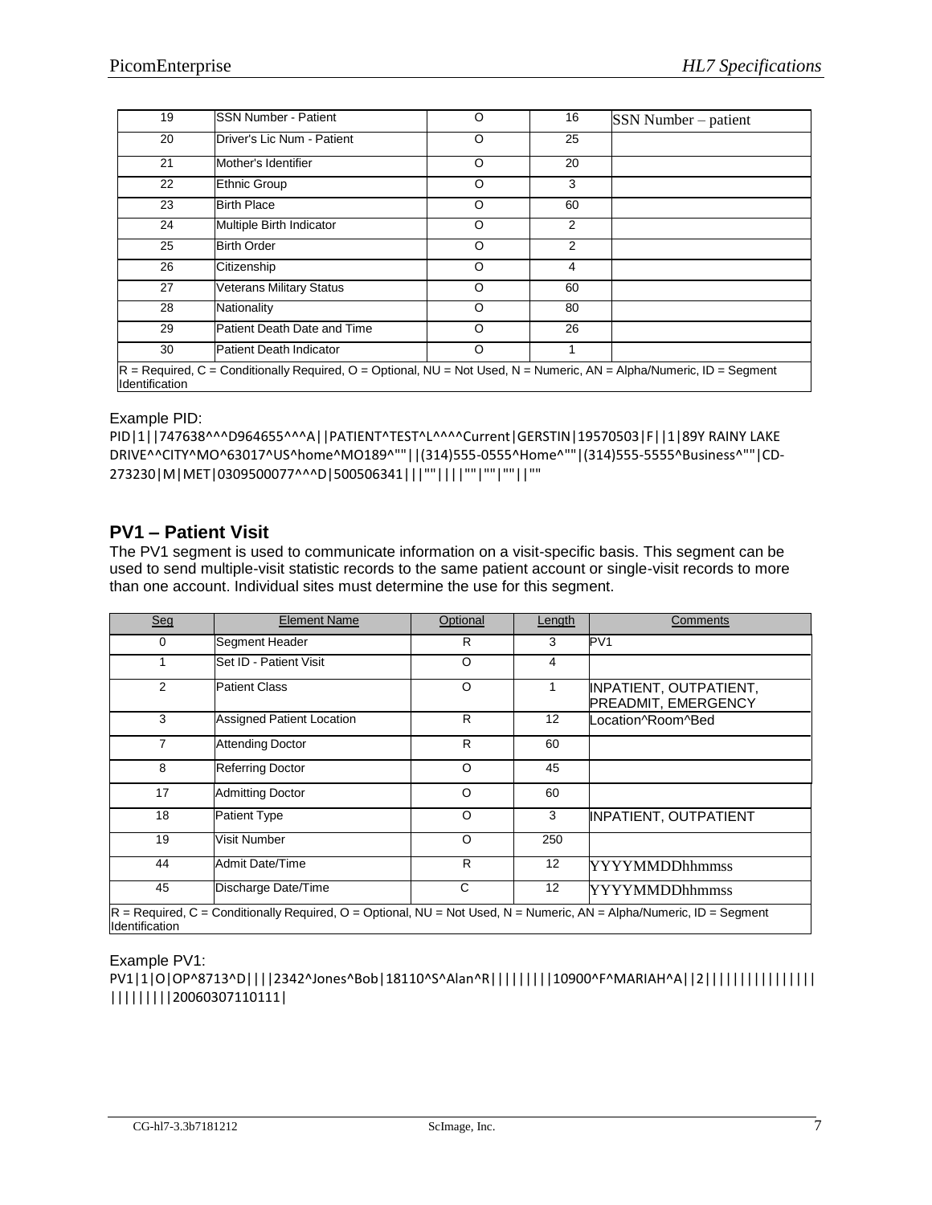| | | | | |
|---|---|---|---|---|
| 19 | SSN Number - Patient | O | 16 | SSN Number – patient |
| 20 | Driver's Lic Num - Patient | O | 25 | |
| 21 | Mother's Identifier | O | 20 | |
| 22 | Ethnic Group | O | 3 | |
| 23 | Birth Place | O | 60 | |
| 24 | Multiple Birth Indicator | O | 2 | |
| 25 | Birth Order | O | 2 | |
| 26 | Citizenship | O | 4 | |
| 27 | Veterans Military Status | O | 60 | |
| 28 | Nationality | O | 80 | |
| 29 | Patient Death Date and Time | O | 26 | |
| 30 | Patient Death Indicator | O | 1 | |
| R = Required, C = Conditionally Required, O = Optional, NU = Not Used, N = Numeric, AN = Alpha/Numeric, ID = Segment Identification | | | | |

Example PID:

```
PID|1||747638^^^D964655^^^A||PATIENT^TEST^L^^^^Current|GERSTIN|19570503|F||1|89Y RAINY LAKE DRIVE^^CITY^MO^63017^US^home^MO189^""||(314)555-0555^Home^""|(314)555-5555^Business^""|CD-273230|M|MET|0309500077^^^D|500506341|||""||||""|""|""||""
```

## PV1 – Patient Visit

The PV1 segment is used to communicate information on a visit-specific basis. This segment can be used to send multiple-visit statistic records to the same patient account or single-visit records to more than one account. Individual sites must determine the use for this segment.

| Seq | Element Name | Optional | Length | Comments |
|---|---|---|---|---|
| 0 | Segment Header | R | 3 | PV1 |
| 1 | Set ID - Patient Visit | O | 4 | |
| 2 | Patient Class | O | 1 | INPATIENT, OUTPATIENT, PREADMIT, EMERGENCY |
| 3 | Assigned Patient Location | R | 12 | Location^Room^Bed |
| 7 | Attending Doctor | R | 60 | |
| 8 | Referring Doctor | O | 45 | |
| 17 | Admitting Doctor | O | 60 | |
| 18 | Patient Type | O | 3 | INPATIENT, OUTPATIENT |
| 19 | Visit Number | O | 250 | |
| 44 | Admit Date/Time | R | 12 | YYYYMMDDhhmmss |
| 45 | Discharge Date/Time | C | 12 | YYYYMMDDhhmmss |
| R = Required, C = Conditionally Required, O = Optional, NU = Not Used, N = Numeric, AN = Alpha/Numeric, ID = Segment Identification | | | | |

Example PV1:

```
PV1|1|O|OP^8713^D||||2342^Jones^Bob|18110^S^Alan^R|||||||||10900^F^MARIAH^A||2|||||||||||||||||||||||||20060307110111|
```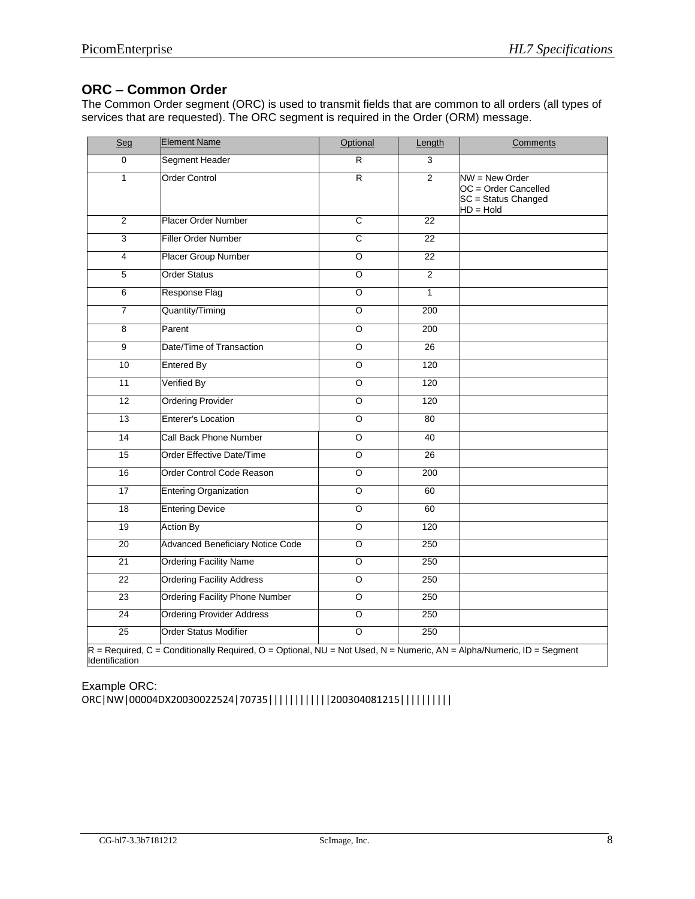## ORC – Common Order

The Common Order segment (ORC) is used to transmit fields that are common to all orders (all types of services that are requested). The ORC segment is required in the Order (ORM) message.

| Seg | Element Name | Optional | Length | Comments |
|---|---|---|---|---|
| 0 | Segment Header | R | 3 | |
| 1 | Order Control | R | 2 | NW = New Order<br>OC = Order Cancelled<br>SC = Status Changed<br>HD = Hold |
| 2 | Placer Order Number | C | 22 | |
| 3 | Filler Order Number | C | 22 | |
| 4 | Placer Group Number | O | 22 | |
| 5 | Order Status | O | 2 | |
| 6 | Response Flag | O | 1 | |
| 7 | Quantity/Timing | O | 200 | |
| 8 | Parent | O | 200 | |
| 9 | Date/Time of Transaction | O | 26 | |
| 10 | Entered By | O | 120 | |
| 11 | Verified By | O | 120 | |
| 12 | Ordering Provider | O | 120 | |
| 13 | Enterer's Location | O | 80 | |
| 14 | Call Back Phone Number | O | 40 | |
| 15 | Order Effective Date/Time | O | 26 | |
| 16 | Order Control Code Reason | O | 200 | |
| 17 | Entering Organization | O | 60 | |
| 18 | Entering Device | O | 60 | |
| 19 | Action By | O | 120 | |
| 20 | Advanced Beneficiary Notice Code | O | 250 | |
| 21 | Ordering Facility Name | O | 250 | |
| 22 | Ordering Facility Address | O | 250 | |
| 23 | Ordering Facility Phone Number | O | 250 | |
| 24 | Ordering Provider Address | O | 250 | |
| 25 | Order Status Modifier | O | 250 | |
| R = Required, C = Conditionally Required, O = Optional, NU = Not Used, N = Numeric, AN = Alpha/Numeric, ID = Segment Identification | | | | |

Example ORC:

```
ORC|NW|00004DX20030022524|70735|||||||||||200304081215|||||||||
```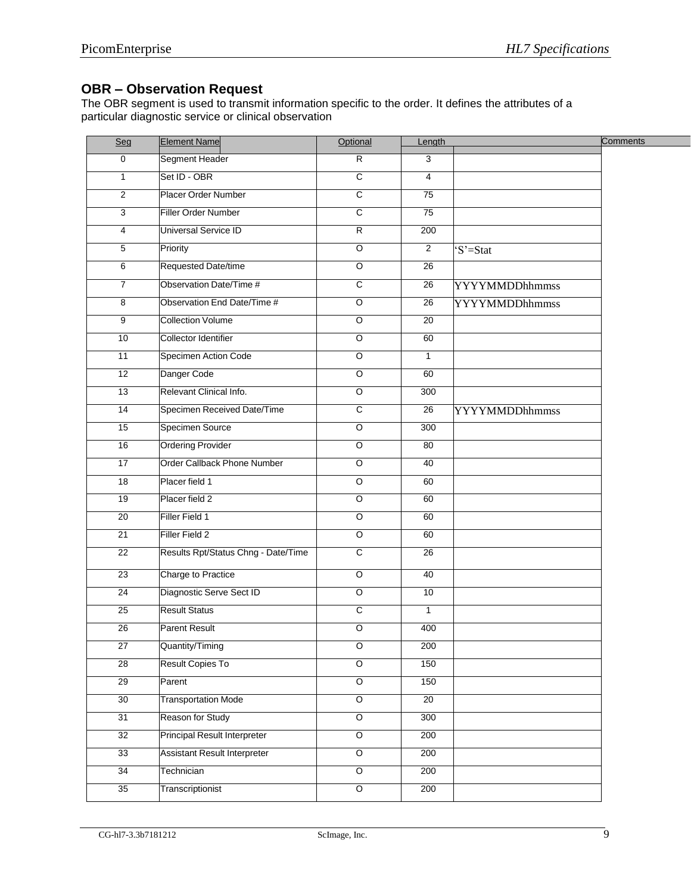## OBR – Observation Request

The OBR segment is used to transmit information specific to the order. It defines the attributes of a particular diagnostic service or clinical observation

| Seg | Element Name | Optional | Length | Comments |
|---|---|---|---|---|
| 0 | Segment Header | R | 3 | |
| 1 | Set ID - OBR | C | 4 | |
| 2 | Placer Order Number | C | 75 | |
| 3 | Filler Order Number | C | 75 | |
| 4 | Universal Service ID | R | 200 | |
| 5 | Priority | O | 2 | 'S'=Stat |
| 6 | Requested Date/time | O | 26 | |
| 7 | Observation Date/Time # | C | 26 | YYYYMMDDhhmmss |
| 8 | Observation End Date/Time # | O | 26 | YYYYMMDDhhmmss |
| 9 | Collection Volume | O | 20 | |
| 10 | Collector Identifier | O | 60 | |
| 11 | Specimen Action Code | O | 1 | |
| 12 | Danger Code | O | 60 | |
| 13 | Relevant Clinical Info. | O | 300 | |
| 14 | Specimen Received Date/Time | C | 26 | YYYYMMDDhhmmss |
| 15 | Specimen Source | O | 300 | |
| 16 | Ordering Provider | O | 80 | |
| 17 | Order Callback Phone Number | O | 40 | |
| 18 | Placer field 1 | O | 60 | |
| 19 | Placer field 2 | O | 60 | |
| 20 | Filler Field 1 | O | 60 | |
| 21 | Filler Field 2 | O | 60 | |
| 22 | Results Rpt/Status Chng - Date/Time | C | 26 | |
| 23 | Charge to Practice | O | 40 | |
| 24 | Diagnostic Serve Sect ID | O | 10 | |
| 25 | Result Status | C | 1 | |
| 26 | Parent Result | O | 400 | |
| 27 | Quantity/Timing | O | 200 | |
| 28 | Result Copies To | O | 150 | |
| 29 | Parent | O | 150 | |
| 30 | Transportation Mode | O | 20 | |
| 31 | Reason for Study | O | 300 | |
| 32 | Principal Result Interpreter | O | 200 | |
| 33 | Assistant Result Interpreter | O | 200 | |
| 34 | Technician | O | 200 | |
| 35 | Transcriptionist | O | 200 | |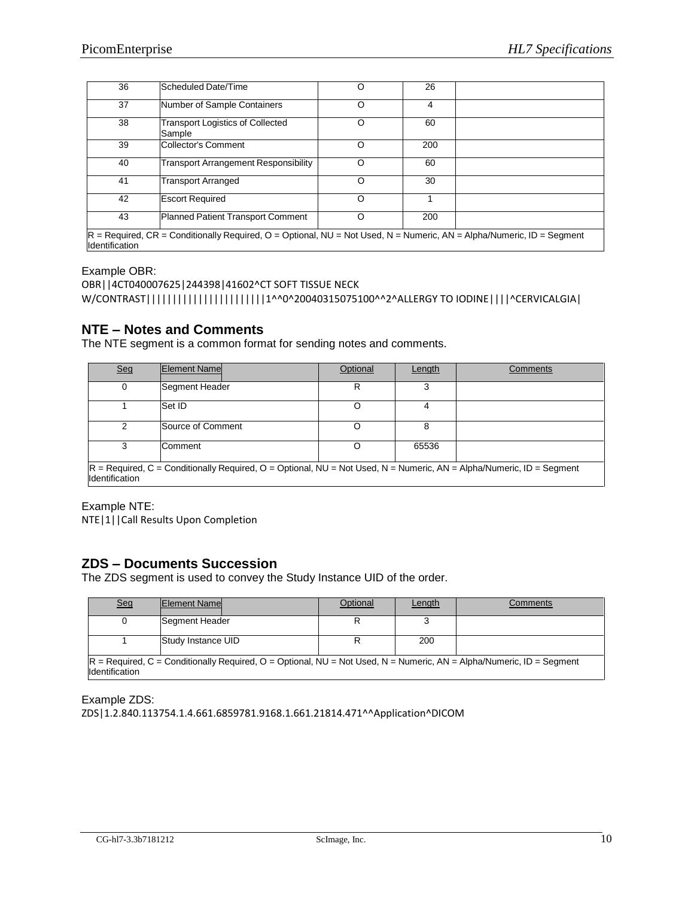| 36 | Scheduled Date/Time | O | 26 | |
|---|---|---|---|---|
| 37 | Number of Sample Containers | O | 4 | |
| 38 | Transport Logistics of Collected Sample | O | 60 | |
| 39 | Collector's Comment | O | 200 | |
| 40 | Transport Arrangement Responsibility | O | 60 | |
| 41 | Transport Arranged | O | 30 | |
| 42 | Escort Required | O | 1 | |
| 43 | Planned Patient Transport Comment | O | 200 | |
| R = Required, CR = Conditionally Required, O = Optional, NU = Not Used, N = Numeric, AN = Alpha/Numeric, ID = Segment Identification | | | | |

Example OBR:

```
OBR||4CT040007625|244398|41602^CT SOFT TISSUE NECK W/CONTRAST||||||||||||||||||||||1^^0^20040315075100^^2^ALLERGY TO IODINE||||^CERVICALGIA|
```

## NTE – Notes and Comments

The NTE segment is a common format for sending notes and comments.

| Seq | Element Name | Optional | Length | Comments |
|---|---|---|---|---|
| 0 | Segment Header | R | 3 | |
| 1 | Set ID | O | 4 | |
| 2 | Source of Comment | O | 8 | |
| 3 | Comment | O | 65536 | |
| R = Required, C = Conditionally Required, O = Optional, NU = Not Used, N = Numeric, AN = Alpha/Numeric, ID = Segment Identification | | | | |

Example NTE:

```
NTE|1||Call Results Upon Completion
```

## ZDS – Documents Succession

The ZDS segment is used to convey the Study Instance UID of the order.

| Seq | Element Name | Optional | Length | Comments |
|---|---|---|---|---|
| 0 | Segment Header | R | 3 | |
| 1 | Study Instance UID | R | 200 | |
| R = Required, C = Conditionally Required, O = Optional, NU = Not Used, N = Numeric, AN = Alpha/Numeric, ID = Segment Identification | | | | |

Example ZDS:

```
ZDS|1.2.840.113754.1.4.661.6859781.9168.1.661.21814.471^^Application^DICOM
```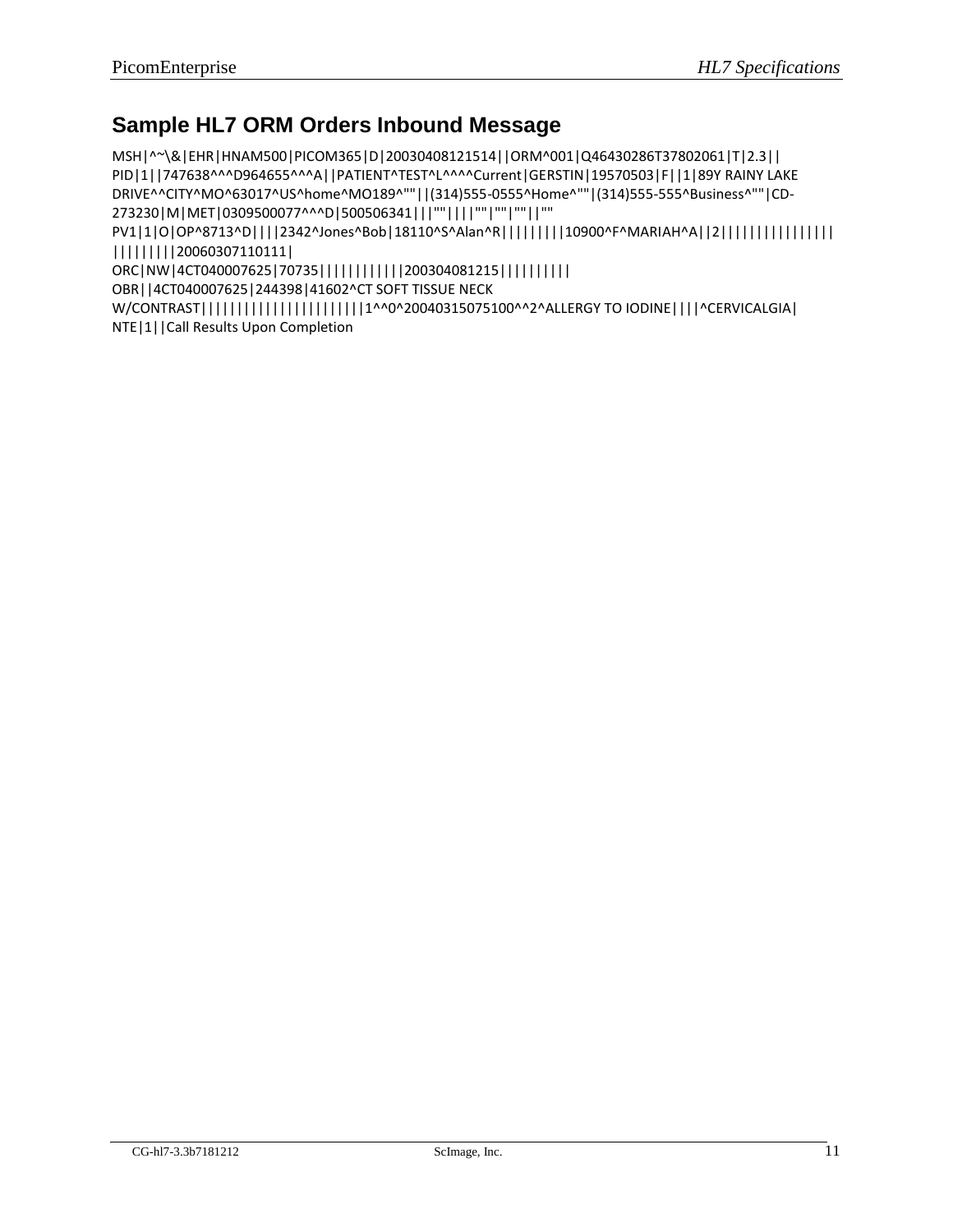## Sample HL7 ORM Orders Inbound Message

```
MSH|^~\&|EHR|HNAM500|PICOM365|D|20030408121514||ORM^001|Q46430286T37802061|T|2.3||
PID|1||747638^^^D964655^^^A||PATIENT^TEST^L^^^^Current|GERSTIN|19570503|F||1|89Y RAINY LAKE
DRIVE^^CITY^MO^63017^US^home^MO189^""||(314)555-0555^Home^""|(314)555-555^Business^""|CD-
273230|M|MET|0309500077^^^D|500506341|||""||||""|""|""||""
PV1|1|O|OP^8713^D||||2342^Jones^Bob|18110^S^Alan^R|||||||||10900^F^MARIAH^A||2||||||||||||||||
|||||||||20060307110111|
ORC|NW|4CT040007625|70735||||||||||||200304081215||||||||||
OBR||4CT040007625|244398|41602^CT SOFT TISSUE NECK
W/CONTRAST||||||||||||||||||||||1^^0^20040315075100^^2^ALLERGY TO IODINE||||^CERVICALGIA|
NTE|1||Call Results Upon Completion
```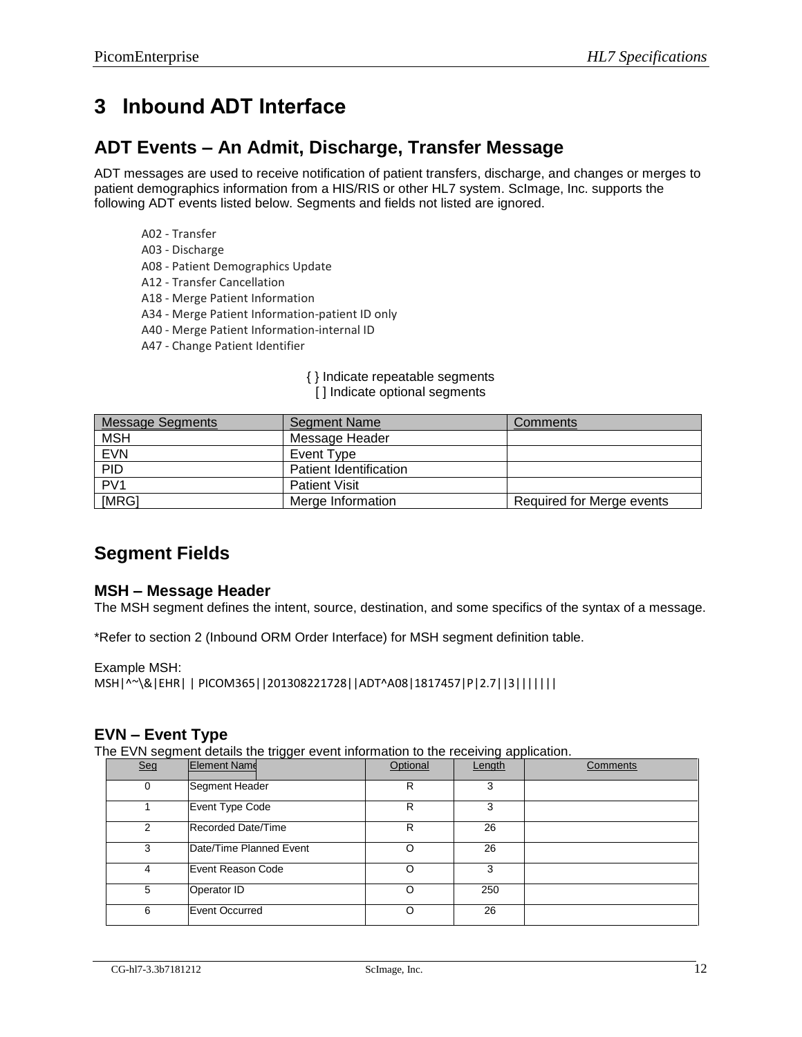# 3 Inbound ADT Interface

## ADT Events – An Admit, Discharge, Transfer Message

ADT messages are used to receive notification of patient transfers, discharge, and changes or merges to patient demographics information from a HIS/RIS or other HL7 system. ScImage, Inc. supports the following ADT events listed below. Segments and fields not listed are ignored.

A02 - Transfer
A03 - Discharge
A08 - Patient Demographics Update
A12 - Transfer Cancellation
A18 - Merge Patient Information
A34 - Merge Patient Information-patient ID only
A40 - Merge Patient Information-internal ID
A47 - Change Patient Identifier

{ } Indicate repeatable segments
[ ] Indicate optional segments

| Message Segments | Segment Name | Comments |
|---|---|---|
| MSH | Message Header | |
| EVN | Event Type | |
| PID | Patient Identification | |
| PV1 | Patient Visit | |
| [MRG] | Merge Information | Required for Merge events |

## Segment Fields

### MSH – Message Header

The MSH segment defines the intent, source, destination, and some specifics of the syntax of a message.

*Refer to section 2 (Inbound ORM Order Interface) for MSH segment definition table.

Example MSH:

```
MSH|^~\&|EHR| | PICOM365||201308221728||ADT^A08|1817457|P|2.7||3|||||||
```

### EVN – Event Type

The EVN segment details the trigger event information to the receiving application.

| Seq | Element Name | Optional | Length | Comments |
|---|---|---|---|---|
| 0 | Segment Header | R | 3 | |
| 1 | Event Type Code | R | 3 | |
| 2 | Recorded Date/Time | R | 26 | |
| 3 | Date/Time Planned Event | O | 26 | |
| 4 | Event Reason Code | O | 3 | |
| 5 | Operator ID | O | 250 | |
| 6 | Event Occurred | O | 26 | |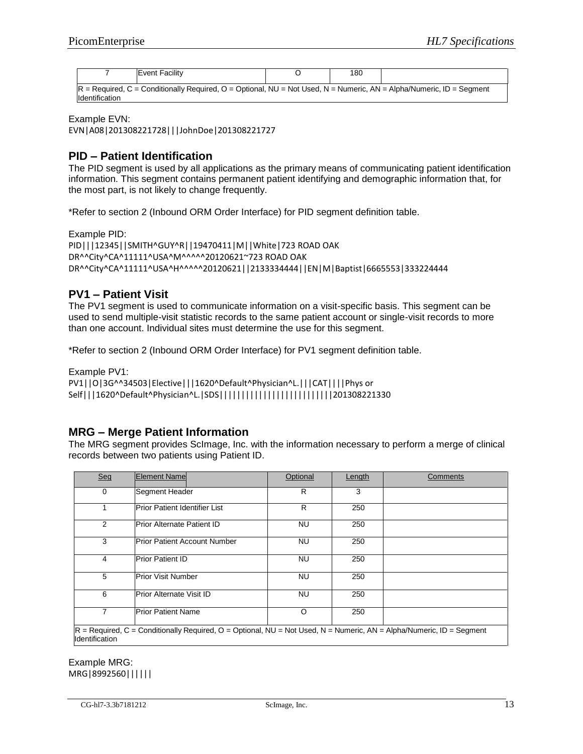| 7 | Event Facility | O | 180 | |
|---|---|---|---|---|
| R = Required, C = Conditionally Required, O = Optional, NU = Not Used, N = Numeric, AN = Alpha/Numeric, ID = Segment Identification | | | | |

Example EVN:
EVN|A08|201308221728|||JohnDoe|201308221727

## PID – Patient Identification

The PID segment is used by all applications as the primary means of communicating patient identification information. This segment contains permanent patient identifying and demographic information that, for the most part, is not likely to change frequently.

*Refer to section 2 (Inbound ORM Order Interface) for PID segment definition table.

Example PID:
PID|||12345||SMITH^GUY^R||19470411|M||White|723 ROAD OAK DR^^City^CA^11111^USA^M^^^^^20120621~723 ROAD OAK DR^^City^CA^11111^USA^H^^^^^20120621||2133334444||EN|M|Baptist|6665553|333224444

## PV1 – Patient Visit

The PV1 segment is used to communicate information on a visit-specific basis. This segment can be used to send multiple-visit statistic records to the same patient account or single-visit records to more than one account. Individual sites must determine the use for this segment.

*Refer to section 2 (Inbound ORM Order Interface) for PV1 segment definition table.

Example PV1:
PV1||O|3G^^34503|Elective|||1620^Default^Physician^L.|||CAT||||Phys or Self|||1620^Default^Physician^L.|SDS|||||||||||||||||||||||||201308221330

## MRG – Merge Patient Information

The MRG segment provides ScImage, Inc. with the information necessary to perform a merge of clinical records between two patients using Patient ID.

| Seg | Element Name | Optional | Length | Comments |
|---|---|---|---|---|
| 0 | Segment Header | R | 3 | |
| 1 | Prior Patient Identifier List | R | 250 | |
| 2 | Prior Alternate Patient ID | NU | 250 | |
| 3 | Prior Patient Account Number | NU | 250 | |
| 4 | Prior Patient ID | NU | 250 | |
| 5 | Prior Visit Number | NU | 250 | |
| 6 | Prior Alternate Visit ID | NU | 250 | |
| 7 | Prior Patient Name | O | 250 | |
| R = Required, C = Conditionally Required, O = Optional, NU = Not Used, N = Numeric, AN = Alpha/Numeric, ID = Segment Identification | | | | |

Example MRG:
MRG|8992560||||||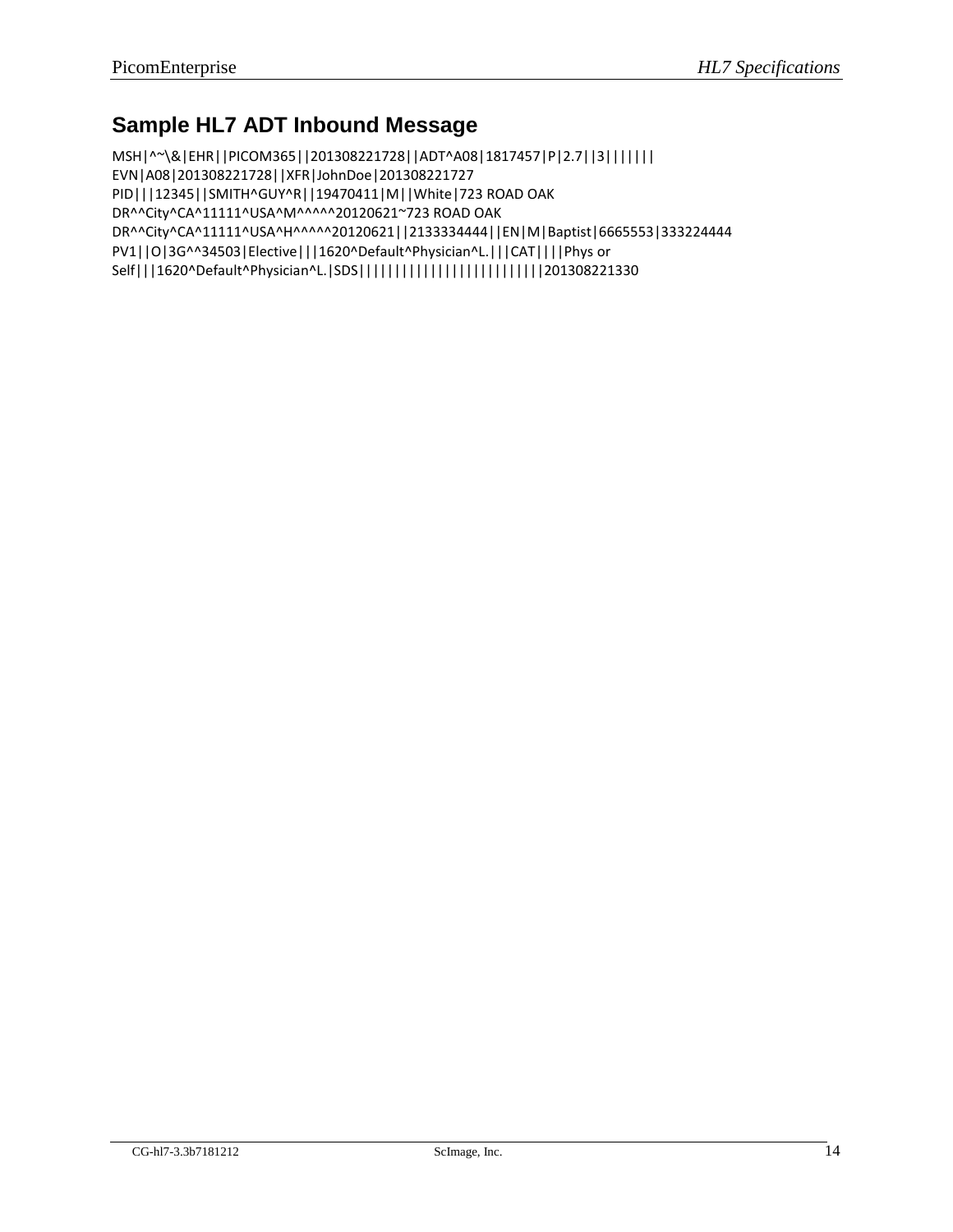## Sample HL7 ADT Inbound Message

```
MSH|^~\&|EHR||PICOM365||201308221728||ADT^A08|1817457|P|2.7||3||||||
EVN|A08|201308221728||XFR|JohnDoe|201308221727
PID|||12345||SMITH^GUY^R||19470411|M||White|723 ROAD OAK
DR^^City^CA^11111^USA^M^^^^^20120621~723 ROAD OAK
DR^^City^CA^11111^USA^H^^^^^20120621||2133334444||EN|M|Baptist|6665553|333224444
PV1||O|3G^^34503|Elective|||1620^Default^Physician^L.|||CAT||||Phys or
Self|||1620^Default^Physician^L.|SDS|||||||||||||||||||||||||201308221330
```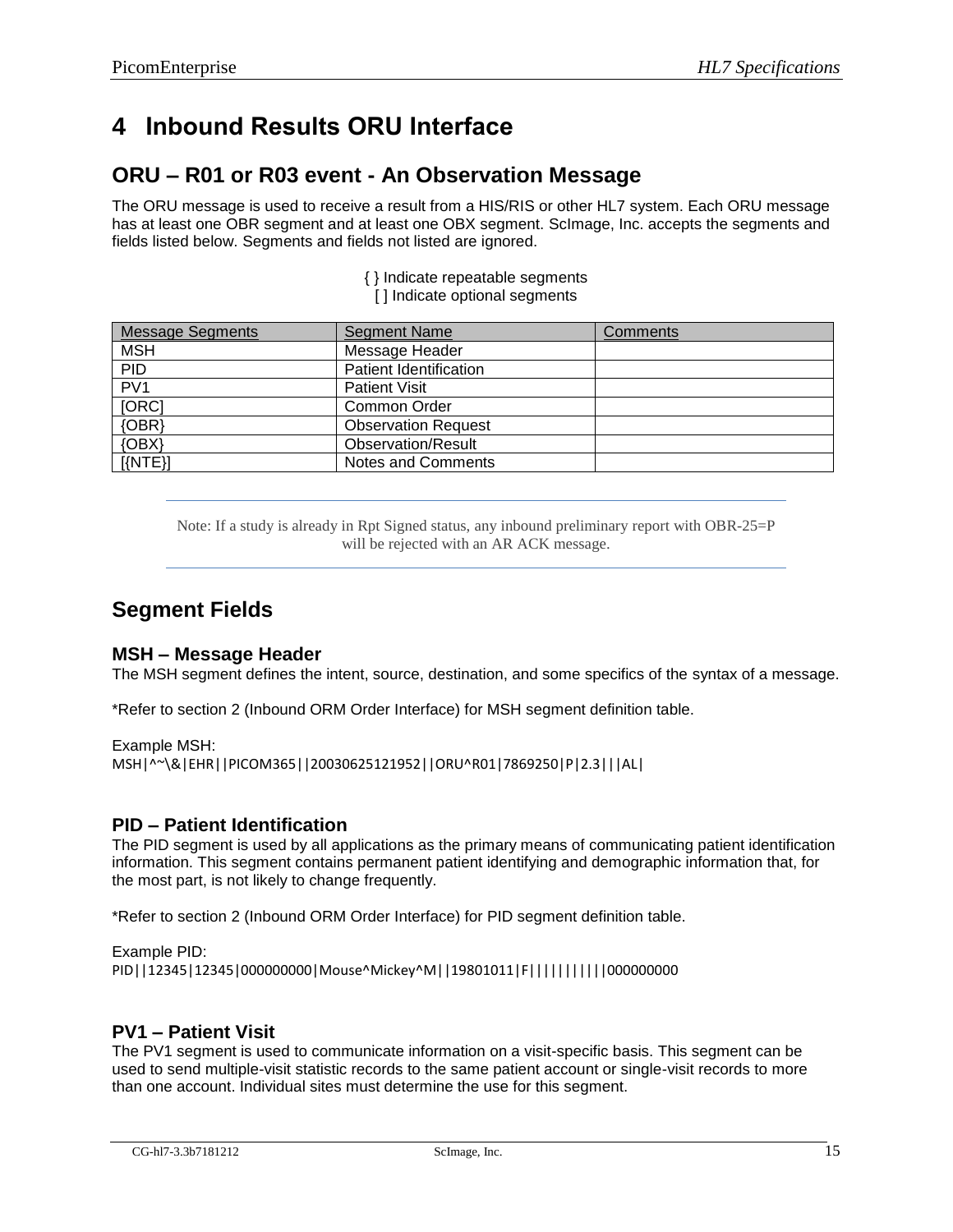# 4 Inbound Results ORU Interface

## ORU – R01 or R03 event - An Observation Message

The ORU message is used to receive a result from a HIS/RIS or other HL7 system. Each ORU message has at least one OBR segment and at least one OBX segment. ScImage, Inc. accepts the segments and fields listed below. Segments and fields not listed are ignored.

{ } Indicate repeatable segments
[ ] Indicate optional segments

| Message Segments | Segment Name | Comments |
|---|---|---|
| MSH | Message Header | |
| PID | Patient Identification | |
| PV1 | Patient Visit | |
| [ORC] | Common Order | |
| {OBR} | Observation Request | |
| {OBX} | Observation/Result | |
| [{NTE}] | Notes and Comments | |

---

Note: If a study is already in Rpt Signed status, any inbound preliminary report with OBR-25=P will be rejected with an AR ACK message.

---

## Segment Fields

### MSH – Message Header

The MSH segment defines the intent, source, destination, and some specifics of the syntax of a message.

*Refer to section 2 (Inbound ORM Order Interface) for MSH segment definition table.

Example MSH:

```
MSH|^~\&|EHR||PICOM365||20030625121952||ORU^R01|7869250|P|2.3|||AL|
```

### PID – Patient Identification

The PID segment is used by all applications as the primary means of communicating patient identification information. This segment contains permanent patient identifying and demographic information that, for the most part, is not likely to change frequently.

*Refer to section 2 (Inbound ORM Order Interface) for PID segment definition table.

Example PID:

```
PID||12345|12345|000000000|Mouse^Mickey^M||19801011|F||||||||||000000000
```

### PV1 – Patient Visit

The PV1 segment is used to communicate information on a visit-specific basis. This segment can be used to send multiple-visit statistic records to the same patient account or single-visit records to more than one account. Individual sites must determine the use for this segment.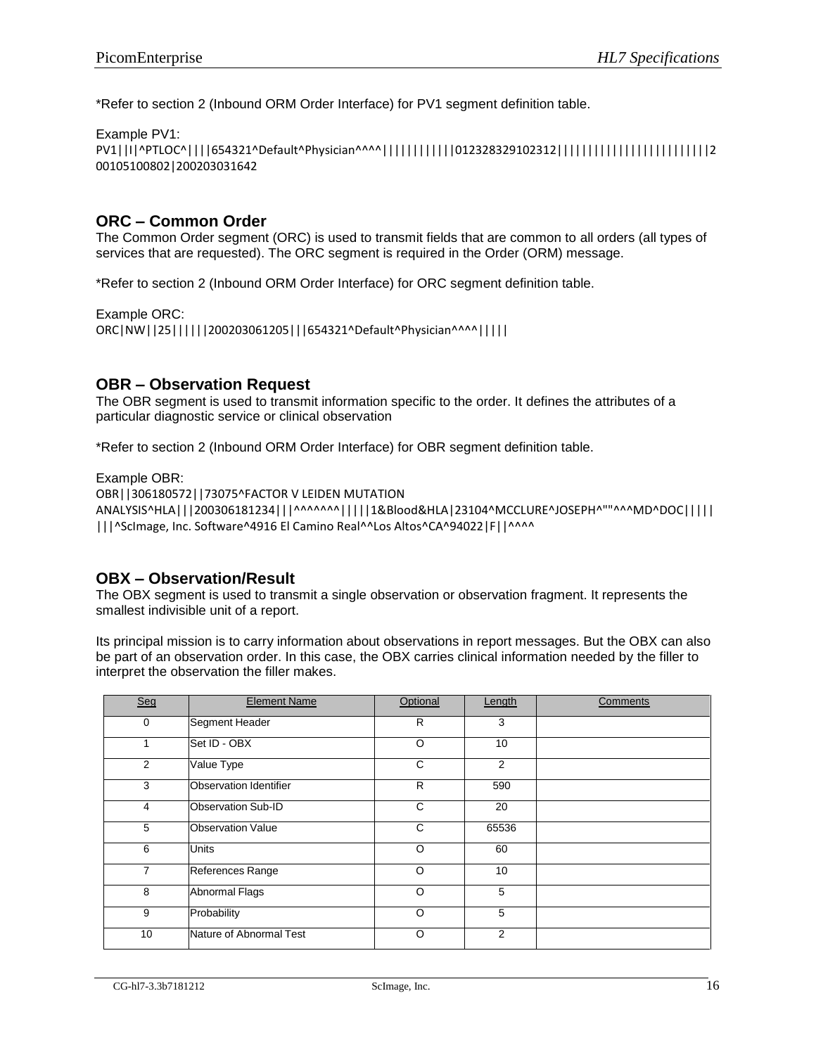*Refer to section 2 (Inbound ORM Order Interface) for PV1 segment definition table.

Example PV1:

```
PV1||I|^PTLOC^||||654321^Default^Physician^^^^||||||||||||012328329102312|||||||||||||||||||||||||2
00105100802|200203031642
```

## ORC – Common Order

The Common Order segment (ORC) is used to transmit fields that are common to all orders (all types of services that are requested). The ORC segment is required in the Order (ORM) message.

*Refer to section 2 (Inbound ORM Order Interface) for ORC segment definition table.

Example ORC:

```
ORC|NW||25||||||200203061205|||654321^Default^Physician^^^^|||||
```

## OBR – Observation Request

The OBR segment is used to transmit information specific to the order. It defines the attributes of a particular diagnostic service or clinical observation

*Refer to section 2 (Inbound ORM Order Interface) for OBR segment definition table.

Example OBR:

```
OBR||306180572||73075^FACTOR V LEIDEN MUTATION
ANALYSIS^HLA|||200306181234|||^^^^^^^|||||1&Blood&HLA|23104^MCCLURE^JOSEPH^""^^^MD^DOC|||||
|||^ScImage, Inc. Software^4916 El Camino Real^^Los Altos^CA^94022|F||^^^^
```

## OBX – Observation/Result

The OBX segment is used to transmit a single observation or observation fragment. It represents the smallest indivisible unit of a report.

Its principal mission is to carry information about observations in report messages. But the OBX can also be part of an observation order. In this case, the OBX carries clinical information needed by the filler to interpret the observation the filler makes.

| Seq | Element Name | Optional | Length | Comments |
|---|---|---|---|---|
| 0 | Segment Header | R | 3 | |
| 1 | Set ID - OBX | O | 10 | |
| 2 | Value Type | C | 2 | |
| 3 | Observation Identifier | R | 590 | |
| 4 | Observation Sub-ID | C | 20 | |
| 5 | Observation Value | C | 65536 | |
| 6 | Units | O | 60 | |
| 7 | References Range | O | 10 | |
| 8 | Abnormal Flags | O | 5 | |
| 9 | Probability | O | 5 | |
| 10 | Nature of Abnormal Test | O | 2 | |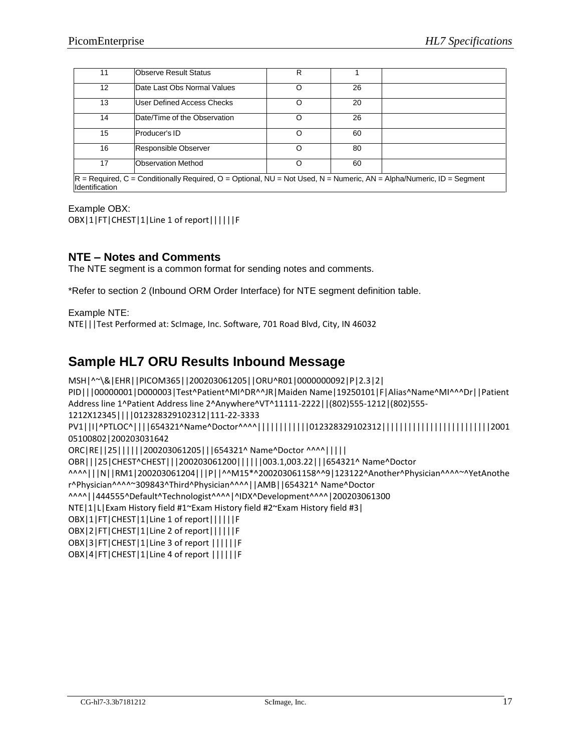| 11 | Observe Result Status | R | 1 | |
|---|---|---|---|---|
| 12 | Date Last Obs Normal Values | O | 26 | |
| 13 | User Defined Access Checks | O | 20 | |
| 14 | Date/Time of the Observation | O | 26 | |
| 15 | Producer's ID | O | 60 | |
| 16 | Responsible Observer | O | 80 | |
| 17 | Observation Method | O | 60 | |
| R = Required, C = Conditionally Required, O = Optional, NU = Not Used, N = Numeric, AN = Alpha/Numeric, ID = Segment Identification | | | | |

Example OBX:

```
OBX|1|FT|CHEST|1|Line 1 of report||||||F
```

### NTE – Notes and Comments

The NTE segment is a common format for sending notes and comments.

*Refer to section 2 (Inbound ORM Order Interface) for NTE segment definition table.

Example NTE:

```
NTE|||Test Performed at: ScImage, Inc. Software, 701 Road Blvd, City, IN 46032
```

## Sample HL7 ORU Results Inbound Message

```
MSH|^~\&|EHR||PICOM365||200203061205||ORU^R01|0000000092|P|2.3|2|
PID|||00000001|D000003|Test^Patient^MI^DR^^JR|Maiden Name|19250101|F|Alias^Name^MI^^^Dr||Patient Address line 1^Patient Address line 2^Anywhere^VT^11111-2222||(802)555-1212|(802)555-1212X12345||||012328329102312|111-22-3333
PV1||I|^PTLOC^||||654321^Name^Doctor^^^^|||||||||||012328329102312||||||||||||||||||||||||2001 05100802|200203031642
ORC|RE||25||||||200203061205|||654321^ Name^Doctor ^^^^|||||
OBR|||25|CHEST^CHEST|||200203061200||||||003.1,003.22|||654321^ Name^Doctor ^^^^|||N||RM1|200203061204|||P||^^M15*^200203061158^^9|123122^Another^Physician^^^^~^YetAnother^Physician^^^^~309843^Third^Physician^^^^||AMB||654321^ Name^Doctor ^^^^||444555^Default^Technologist^^^^|^IDX^Development^^^^|200203061300
NTE|1|L|Exam History field #1~Exam History field #2~Exam History field #3|
OBX|1|FT|CHEST|1|Line 1 of report||||||F
OBX|2|FT|CHEST|1|Line 2 of report||||||F
OBX|3|FT|CHEST|1|Line 3 of report ||||||F
OBX|4|FT|CHEST|1|Line 4 of report ||||||F
```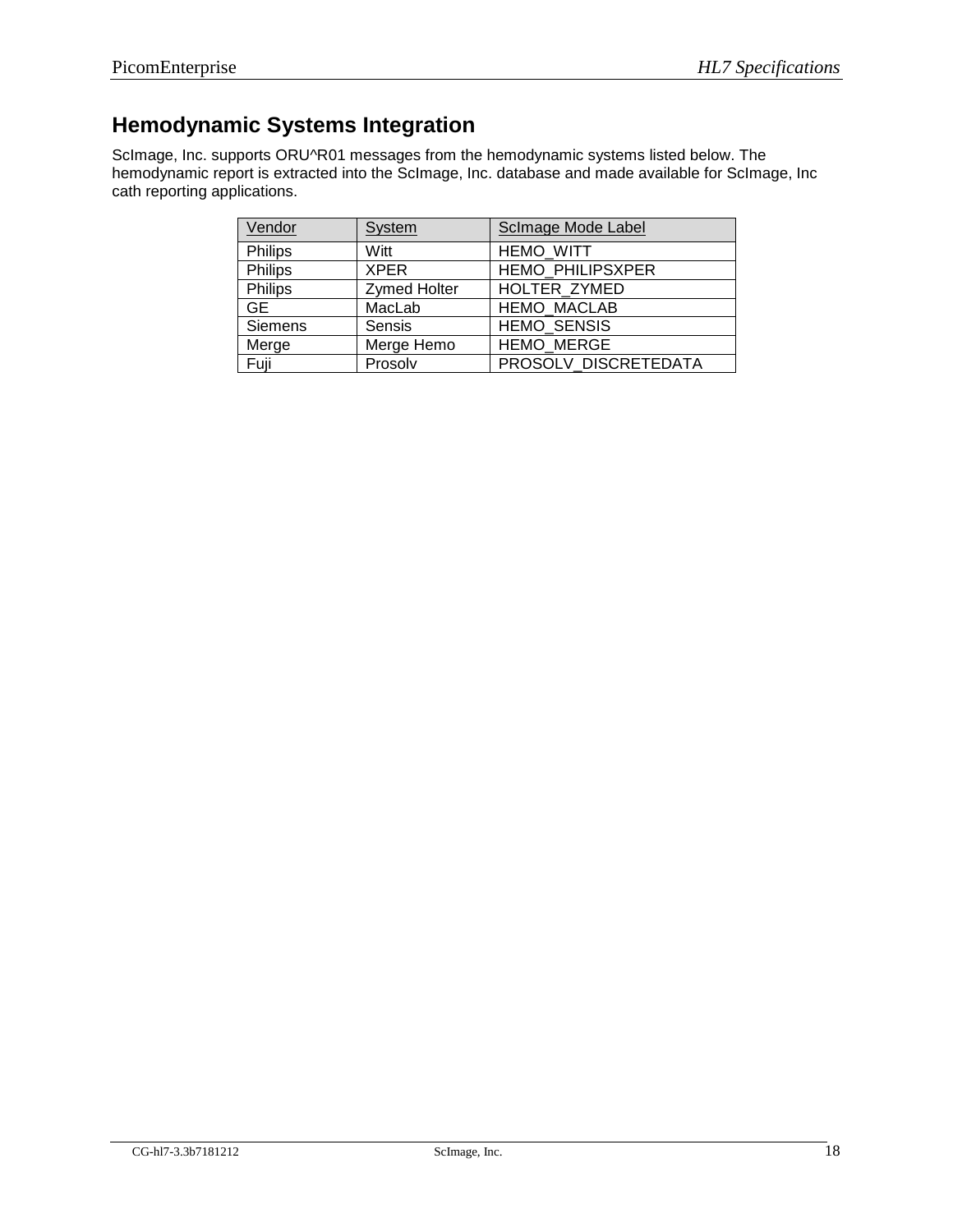## Hemodynamic Systems Integration

ScImage, Inc. supports ORU^R01 messages from the hemodynamic systems listed below. The hemodynamic report is extracted into the ScImage, Inc. database and made available for ScImage, Inc cath reporting applications.

| Vendor | System | ScImage Mode Label |
|---|---|---|
| Philips | Witt | HEMO_WITT |
| Philips | XPER | HEMO_PHILIPSXPER |
| Philips | Zymed Holter | HOLTER_ZYMED |
| GE | MacLab | HEMO_MACLAB |
| Siemens | Sensis | HEMO_SENSIS |
| Merge | Merge Hemo | HEMO_MERGE |
| Fuji | Prosolv | PROSOLV_DISCRETEDATA |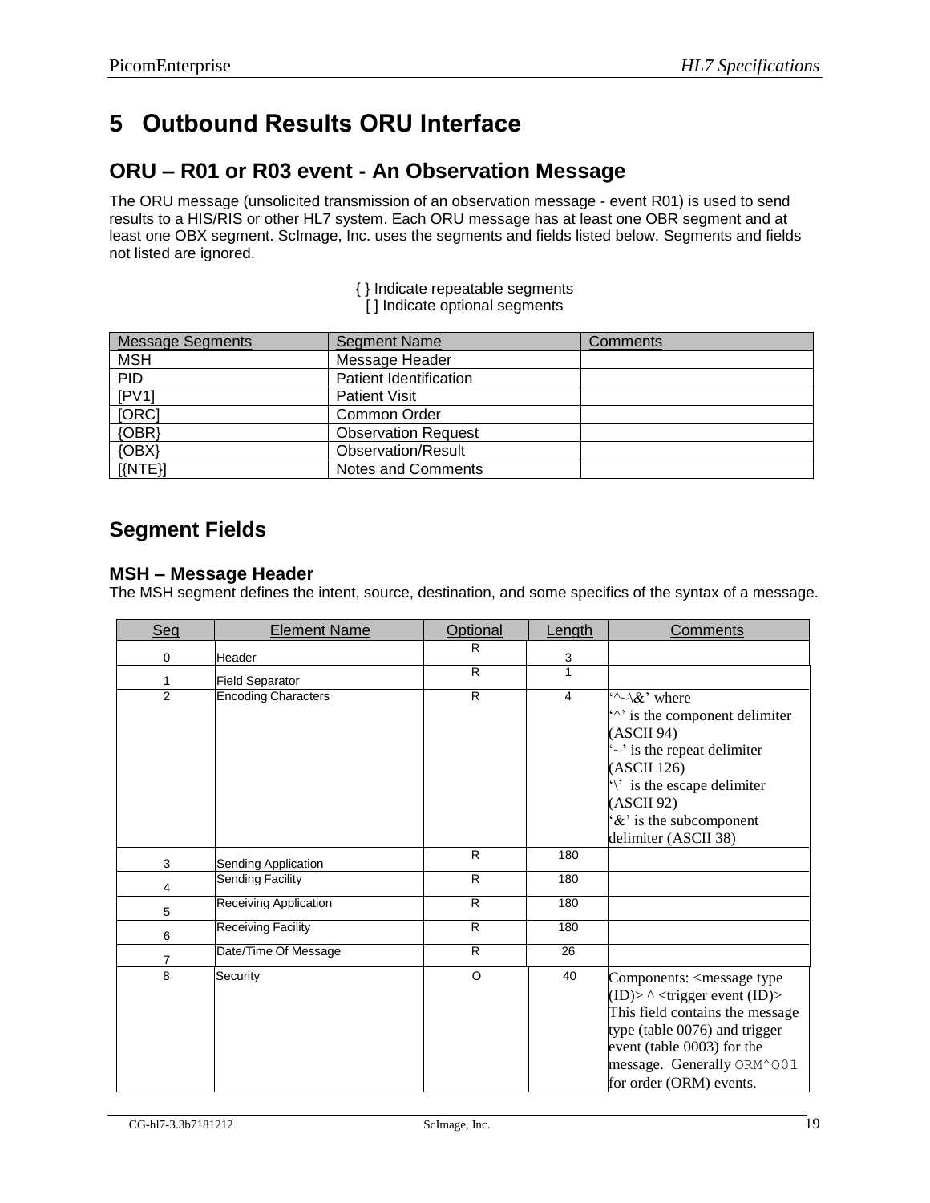# 5 Outbound Results ORU Interface

## ORU – R01 or R03 event - An Observation Message

The ORU message (unsolicited transmission of an observation message - event R01) is used to send results to a HIS/RIS or other HL7 system. Each ORU message has at least one OBR segment and at least one OBX segment. ScImage, Inc. uses the segments and fields listed below. Segments and fields not listed are ignored.

{ } Indicate repeatable segments
[ ] Indicate optional segments

| Message Segments | Segment Name | Comments |
|---|---|---|
| MSH | Message Header | |
| PID | Patient Identification | |
| [PV1] | Patient Visit | |
| [ORC] | Common Order | |
| {OBR} | Observation Request | |
| {OBX} | Observation/Result | |
| [{NTE}] | Notes and Comments | |

## Segment Fields

### MSH – Message Header

The MSH segment defines the intent, source, destination, and some specifics of the syntax of a message.

| Seq | Element Name | Optional | Length | Comments |
|---|---|---|---|---|
| 0 | Header | R | 3 | |
| 1 | Field Separator | R | 1 | |
| 2 | Encoding Characters | R | 4 | '^~\&' where '^' is the component delimiter (ASCII 94) '~' is the repeat delimiter (ASCII 126) '\' is the escape delimiter (ASCII 92) '&' is the subcomponent delimiter (ASCII 38) |
| 3 | Sending Application | R | 180 | |
| 4 | Sending Facility | R | 180 | |
| 5 | Receiving Application | R | 180 | |
| 6 | Receiving Facility | R | 180 | |
| 7 | Date/Time Of Message | R | 26 | |
| 8 | Security | O | 40 | Components: <message type (ID)> ^ <trigger event (ID)> This field contains the message type (table 0076) and trigger event (table 0003) for the message. Generally ORM^O01 for order (ORM) events. |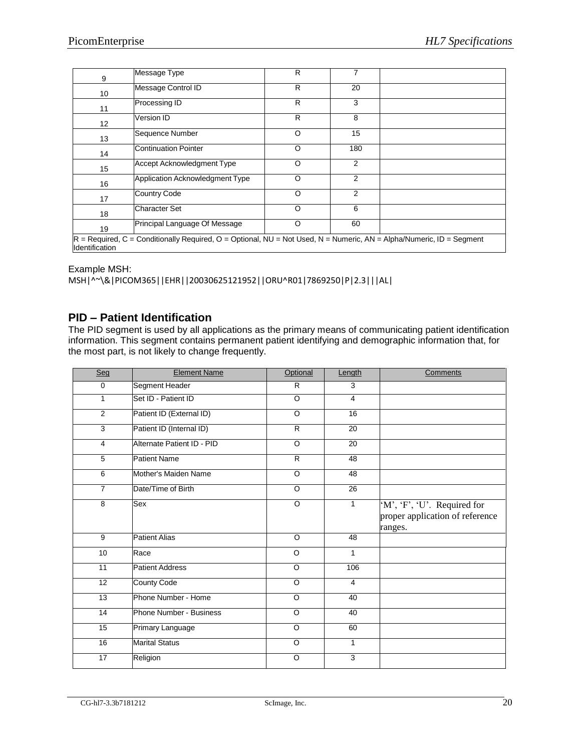| | | | | |
|---|---|---|---|---|
| 9 | Message Type | R | 7 | |
| 10 | Message Control ID | R | 20 | |
| 11 | Processing ID | R | 3 | |
| 12 | Version ID | R | 8 | |
| 13 | Sequence Number | O | 15 | |
| 14 | Continuation Pointer | O | 180 | |
| 15 | Accept Acknowledgment Type | O | 2 | |
| 16 | Application Acknowledgment Type | O | 2 | |
| 17 | Country Code | O | 2 | |
| 18 | Character Set | O | 6 | |
| 19 | Principal Language Of Message | O | 60 | |

R = Required, C = Conditionally Required, O = Optional, NU = Not Used, N = Numeric, AN = Alpha/Numeric, ID = Segment Identification

Example MSH:

```
MSH|^~\&|PICOM365||EHR||20030625121952||ORU^R01|7869250|P|2.3|||AL|
```

## PID – Patient Identification

The PID segment is used by all applications as the primary means of communicating patient identification information. This segment contains permanent patient identifying and demographic information that, for the most part, is not likely to change frequently.

| Seg | Element Name | Optional | Length | Comments |
|---|---|---|---|---|
| 0 | Segment Header | R | 3 | |
| 1 | Set ID - Patient ID | O | 4 | |
| 2 | Patient ID (External ID) | O | 16 | |
| 3 | Patient ID (Internal ID) | R | 20 | |
| 4 | Alternate Patient ID - PID | O | 20 | |
| 5 | Patient Name | R | 48 | |
| 6 | Mother's Maiden Name | O | 48 | |
| 7 | Date/Time of Birth | O | 26 | |
| 8 | Sex | O | 1 | 'M', 'F', 'U'. Required for proper application of reference ranges. |
| 9 | Patient Alias | O | 48 | |
| 10 | Race | O | 1 | |
| 11 | Patient Address | O | 106 | |
| 12 | County Code | O | 4 | |
| 13 | Phone Number - Home | O | 40 | |
| 14 | Phone Number - Business | O | 40 | |
| 15 | Primary Language | O | 60 | |
| 16 | Marital Status | O | 1 | |
| 17 | Religion | O | 3 | |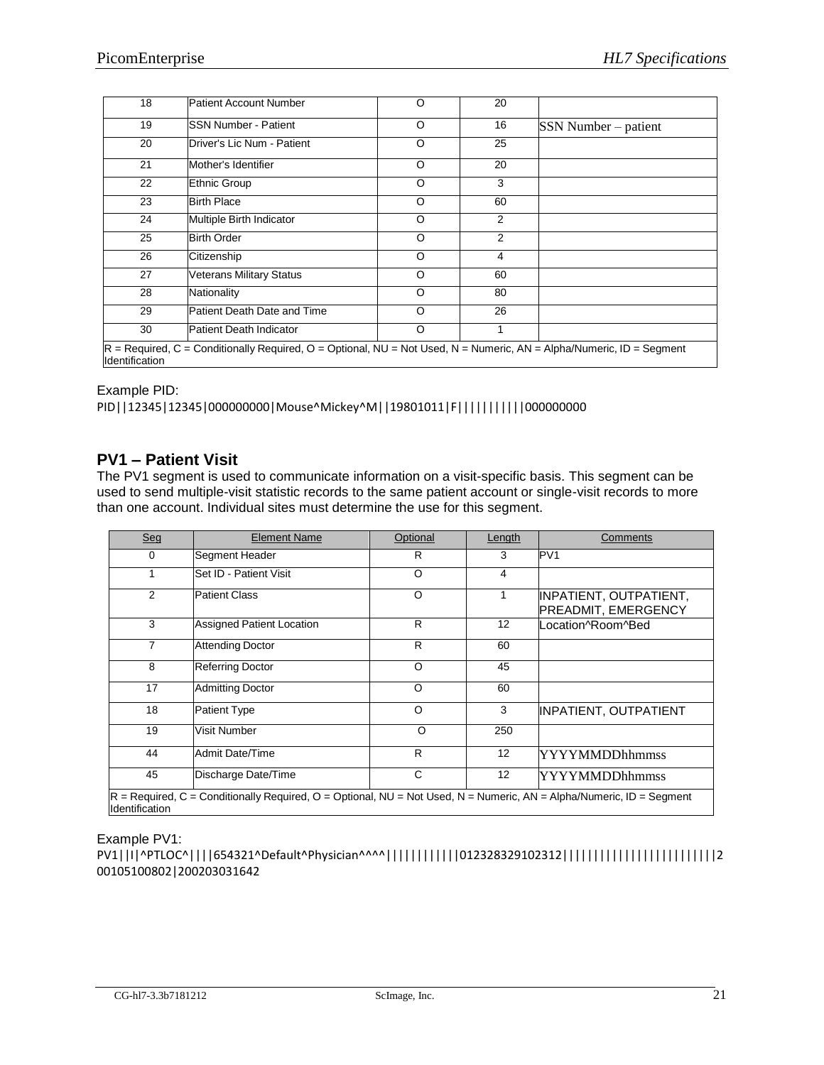| | | | | |
|---|---|---|---|---|
| 18 | Patient Account Number | O | 20 | |
| 19 | SSN Number - Patient | O | 16 | SSN Number – patient |
| 20 | Driver's Lic Num - Patient | O | 25 | |
| 21 | Mother's Identifier | O | 20 | |
| 22 | Ethnic Group | O | 3 | |
| 23 | Birth Place | O | 60 | |
| 24 | Multiple Birth Indicator | O | 2 | |
| 25 | Birth Order | O | 2 | |
| 26 | Citizenship | O | 4 | |
| 27 | Veterans Military Status | O | 60 | |
| 28 | Nationality | O | 80 | |
| 29 | Patient Death Date and Time | O | 26 | |
| 30 | Patient Death Indicator | O | 1 | |

R = Required, C = Conditionally Required, O = Optional, NU = Not Used, N = Numeric, AN = Alpha/Numeric, ID = Segment Identification

Example PID:

```
PID||12345|12345|000000000|Mouse^Mickey^M||19801011|F|||||||||||000000000
```

## PV1 – Patient Visit

The PV1 segment is used to communicate information on a visit-specific basis. This segment can be used to send multiple-visit statistic records to the same patient account or single-visit records to more than one account. Individual sites must determine the use for this segment.

| Seg | Element Name | Optional | Length | Comments |
|---|---|---|---|---|
| 0 | Segment Header | R | 3 | PV1 |
| 1 | Set ID - Patient Visit | O | 4 | |
| 2 | Patient Class | O | 1 | INPATIENT, OUTPATIENT, PREADMIT, EMERGENCY |
| 3 | Assigned Patient Location | R | 12 | Location^Room^Bed |
| 7 | Attending Doctor | R | 60 | |
| 8 | Referring Doctor | O | 45 | |
| 17 | Admitting Doctor | O | 60 | |
| 18 | Patient Type | O | 3 | INPATIENT, OUTPATIENT |
| 19 | Visit Number | O | 250 | |
| 44 | Admit Date/Time | R | 12 | YYYYMMDDhhmmss |
| 45 | Discharge Date/Time | C | 12 | YYYYMMDDhhmmss |

R = Required, C = Conditionally Required, O = Optional, NU = Not Used, N = Numeric, AN = Alpha/Numeric, ID = Segment Identification

Example PV1:

```
PV1|||I|^PTLOC^||||654321^Default^Physician^^^^||||||||||||012328329102312||||||||||||||||||||||||||2
00105100802|200203031642
```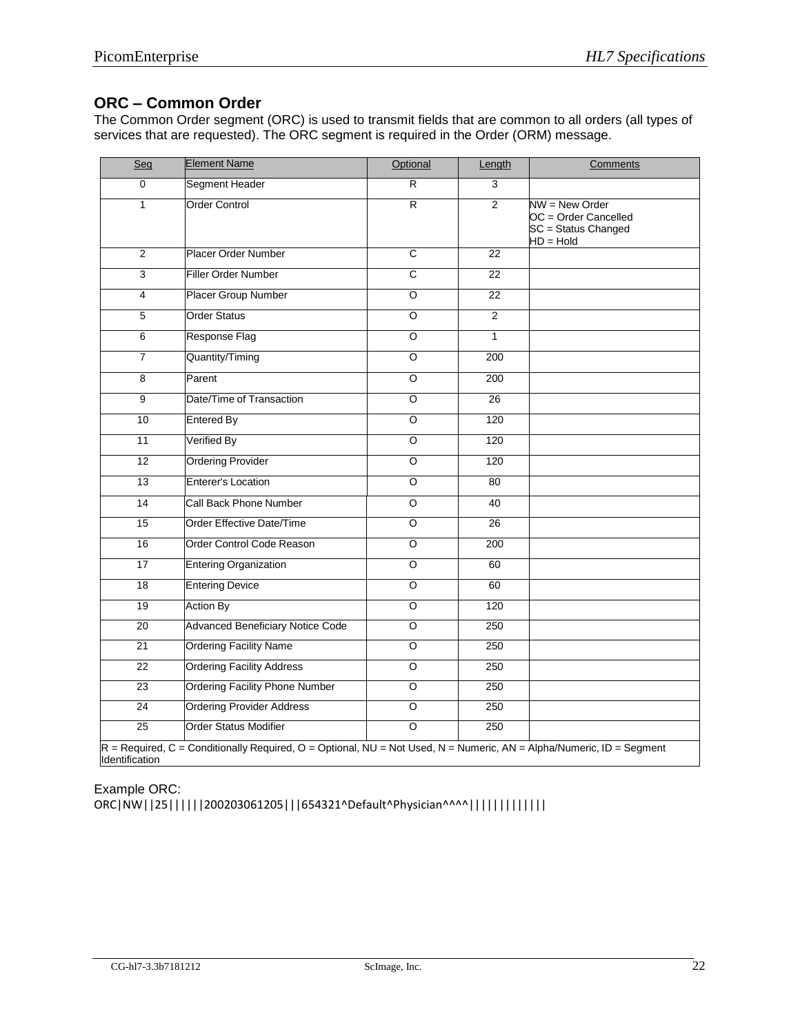## ORC – Common Order

The Common Order segment (ORC) is used to transmit fields that are common to all orders (all types of services that are requested). The ORC segment is required in the Order (ORM) message.

| Seg | Element Name | Optional | Length | Comments |
|---|---|---|---|---|
| 0 | Segment Header | R | 3 | |
| 1 | Order Control | R | 2 | NW = New Order<br>OC = Order Cancelled<br>SC = Status Changed<br>HD = Hold |
| 2 | Placer Order Number | C | 22 | |
| 3 | Filler Order Number | C | 22 | |
| 4 | Placer Group Number | O | 22 | |
| 5 | Order Status | O | 2 | |
| 6 | Response Flag | O | 1 | |
| 7 | Quantity/Timing | O | 200 | |
| 8 | Parent | O | 200 | |
| 9 | Date/Time of Transaction | O | 26 | |
| 10 | Entered By | O | 120 | |
| 11 | Verified By | O | 120 | |
| 12 | Ordering Provider | O | 120 | |
| 13 | Enterer's Location | O | 80 | |
| 14 | Call Back Phone Number | O | 40 | |
| 15 | Order Effective Date/Time | O | 26 | |
| 16 | Order Control Code Reason | O | 200 | |
| 17 | Entering Organization | O | 60 | |
| 18 | Entering Device | O | 60 | |
| 19 | Action By | O | 120 | |
| 20 | Advanced Beneficiary Notice Code | O | 250 | |
| 21 | Ordering Facility Name | O | 250 | |
| 22 | Ordering Facility Address | O | 250 | |
| 23 | Ordering Facility Phone Number | O | 250 | |
| 24 | Ordering Provider Address | O | 250 | |
| 25 | Order Status Modifier | O | 250 | |

R = Required, C = Conditionally Required, O = Optional, NU = Not Used, N = Numeric, AN = Alpha/Numeric, ID = Segment Identification

Example ORC:

```
ORC|NW||25||||||200203061205|||654321^Default^Physician^^^^|||||||||||||
```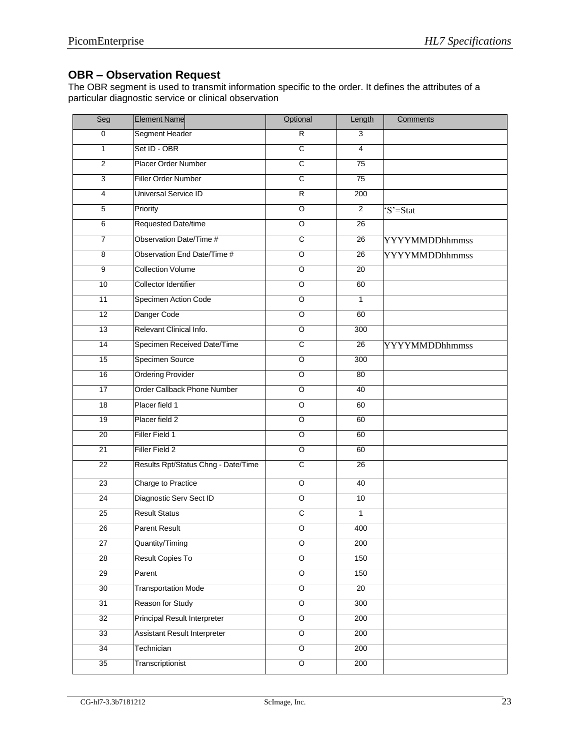## OBR – Observation Request

The OBR segment is used to transmit information specific to the order. It defines the attributes of a particular diagnostic service or clinical observation

| Seg | Element Name | Optional | Length | Comments |
|---|---|---|---|---|
| 0 | Segment Header | R | 3 | |
| 1 | Set ID - OBR | C | 4 | |
| 2 | Placer Order Number | C | 75 | |
| 3 | Filler Order Number | C | 75 | |
| 4 | Universal Service ID | R | 200 | |
| 5 | Priority | O | 2 | 'S'=Stat |
| 6 | Requested Date/time | O | 26 | |
| 7 | Observation Date/Time # | C | 26 | YYYYMMDDhhmmss |
| 8 | Observation End Date/Time # | O | 26 | YYYYMMDDhhmmss |
| 9 | Collection Volume | O | 20 | |
| 10 | Collector Identifier | O | 60 | |
| 11 | Specimen Action Code | O | 1 | |
| 12 | Danger Code | O | 60 | |
| 13 | Relevant Clinical Info. | O | 300 | |
| 14 | Specimen Received Date/Time | C | 26 | YYYYMMDDhhmmss |
| 15 | Specimen Source | O | 300 | |
| 16 | Ordering Provider | O | 80 | |
| 17 | Order Callback Phone Number | O | 40 | |
| 18 | Placer field 1 | O | 60 | |
| 19 | Placer field 2 | O | 60 | |
| 20 | Filler Field 1 | O | 60 | |
| 21 | Filler Field 2 | O | 60 | |
| 22 | Results Rpt/Status Chng - Date/Time | C | 26 | |
| 23 | Charge to Practice | O | 40 | |
| 24 | Diagnostic Serv Sect ID | O | 10 | |
| 25 | Result Status | C | 1 | |
| 26 | Parent Result | O | 400 | |
| 27 | Quantity/Timing | O | 200 | |
| 28 | Result Copies To | O | 150 | |
| 29 | Parent | O | 150 | |
| 30 | Transportation Mode | O | 20 | |
| 31 | Reason for Study | O | 300 | |
| 32 | Principal Result Interpreter | O | 200 | |
| 33 | Assistant Result Interpreter | O | 200 | |
| 34 | Technician | O | 200 | |
| 35 | Transcriptionist | O | 200 | |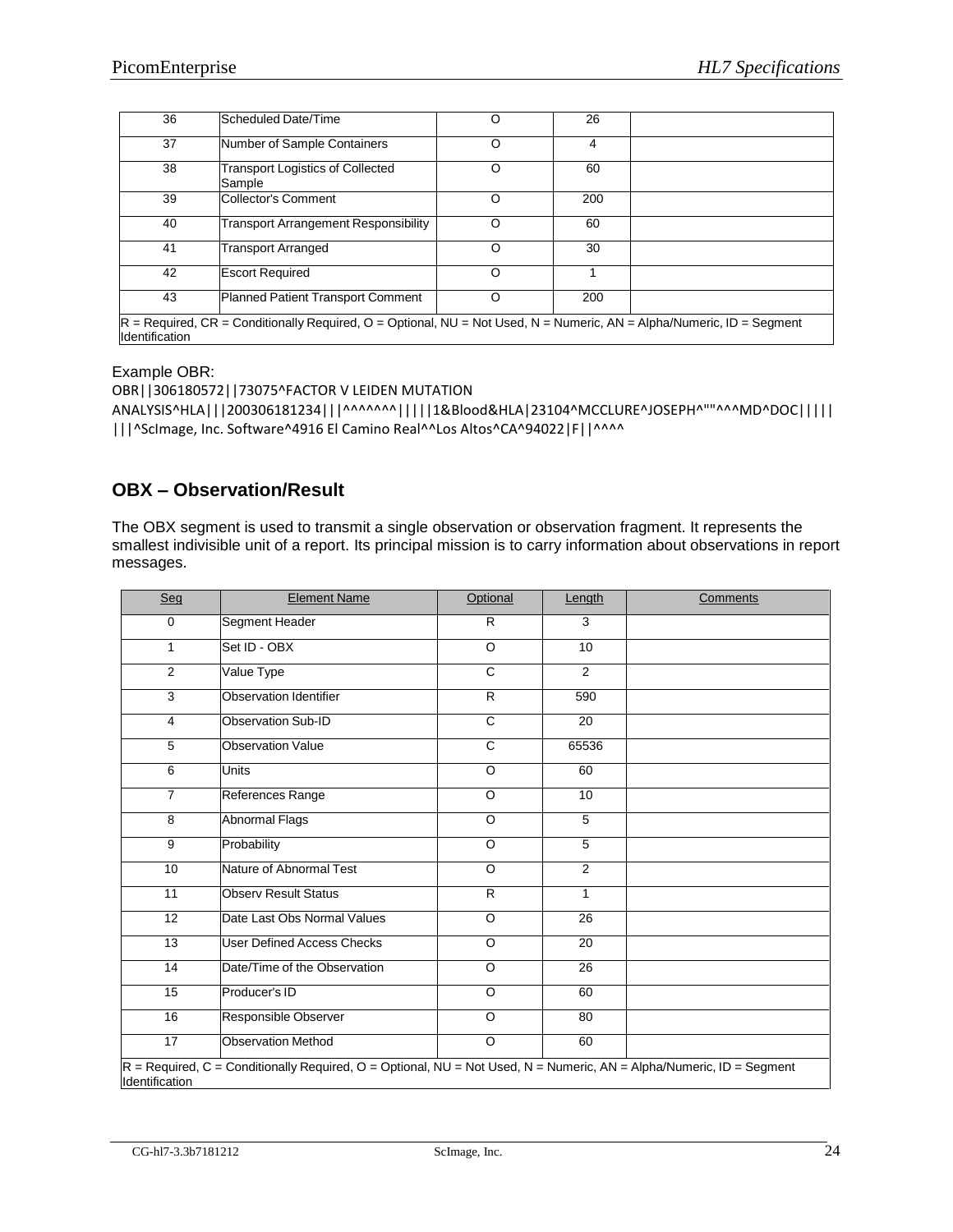| 36 | Scheduled Date/Time | O | 26 | |
|---|---|---|---|---|
| 37 | Number of Sample Containers | O | 4 | |
| 38 | Transport Logistics of Collected Sample | O | 60 | |
| 39 | Collector's Comment | O | 200 | |
| 40 | Transport Arrangement Responsibility | O | 60 | |
| 41 | Transport Arranged | O | 30 | |
| 42 | Escort Required | O | 1 | |
| 43 | Planned Patient Transport Comment | O | 200 | |
| R = Required, CR = Conditionally Required, O = Optional, NU = Not Used, N = Numeric, AN = Alpha/Numeric, ID = Segment Identification | | | | |

Example OBR:

```
OBR||306180572||73075^FACTOR V LEIDEN MUTATION
ANALYSIS^HLA|||200306181234|||^^^^^^^|||||1&Blood&HLA|23104^MCCLURE^JOSEPH^""^^^MD^DOC|||||
|||^ScImage, Inc. Software^4916 El Camino Real^^Los Altos^CA^94022|F||^^^^
```

## OBX – Observation/Result

The OBX segment is used to transmit a single observation or observation fragment. It represents the smallest indivisible unit of a report. Its principal mission is to carry information about observations in report messages.

| Seg | Element Name | Optional | Length | Comments |
|---|---|---|---|---|
| 0 | Segment Header | R | 3 | |
| 1 | Set ID - OBX | O | 10 | |
| 2 | Value Type | C | 2 | |
| 3 | Observation Identifier | R | 590 | |
| 4 | Observation Sub-ID | C | 20 | |
| 5 | Observation Value | C | 65536 | |
| 6 | Units | O | 60 | |
| 7 | References Range | O | 10 | |
| 8 | Abnormal Flags | O | 5 | |
| 9 | Probability | O | 5 | |
| 10 | Nature of Abnormal Test | O | 2 | |
| 11 | Observ Result Status | R | 1 | |
| 12 | Date Last Obs Normal Values | O | 26 | |
| 13 | User Defined Access Checks | O | 20 | |
| 14 | Date/Time of the Observation | O | 26 | |
| 15 | Producer's ID | O | 60 | |
| 16 | Responsible Observer | O | 80 | |
| 17 | Observation Method | O | 60 | |
| R = Required, C = Conditionally Required, O = Optional, NU = Not Used, N = Numeric, AN = Alpha/Numeric, ID = Segment Identification | | | | |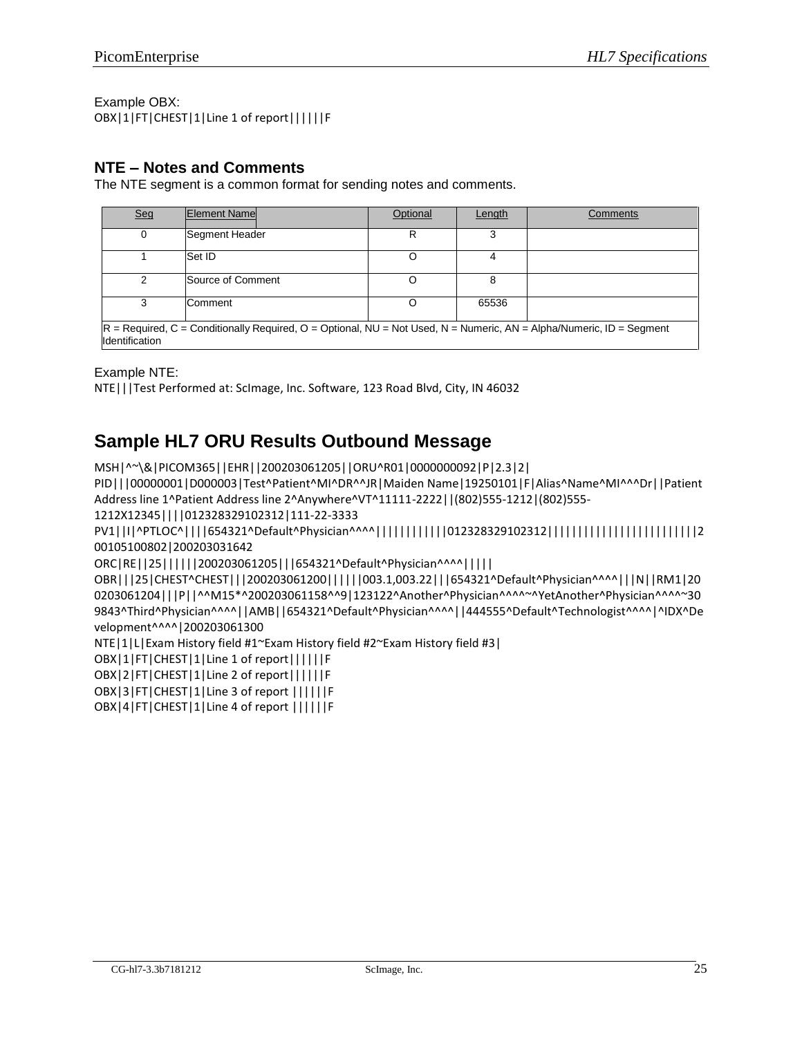Example OBX:

```
OBX|1|FT|CHEST|1|Line 1 of report||||||F
```

## NTE – Notes and Comments

The NTE segment is a common format for sending notes and comments.

| Seq | Element Name | Optional | Length | Comments |
|---|---|---|---|---|
| 0 | Segment Header | R | 3 | |
| 1 | Set ID | O | 4 | |
| 2 | Source of Comment | O | 8 | |
| 3 | Comment | O | 65536 | |
| R = Required, C = Conditionally Required, O = Optional, NU = Not Used, N = Numeric, AN = Alpha/Numeric, ID = Segment Identification | | | | |

Example NTE:

```
NTE|||Test Performed at: ScImage, Inc. Software, 123 Road Blvd, City, IN 46032
```

# Sample HL7 ORU Results Outbound Message

```
MSH|^~\&|PICOM365||EHR||200203061205||ORU^R01|0000000092|P|2.3|2|
PID|||00000001|D000003|Test^Patient^MI^DR^^JR|Maiden Name|19250101|F|Alias^Name^MI^^^Dr||Patient Address line 1^Patient Address line 2^Anywhere^VT^11111-2222||(802)555-1212|(802)555-1212X12345||||012328329102312|111-22-3333
PV1|||I|^PTLOC^||||654321^Default^Physician^^^^||||||||||||012328329102312||||||||||||||||||||||||2 00105100802|200203031642
ORC|RE||25||||||200203061205|||654321^Default^Physician^^^^|||||
OBR|||25|CHEST^CHEST|||200203061200||||||003.1,003.22|||654321^Default^Physician^^^^|||N||RM1|20 0203061204|||P||^^M15*^200203061158^^9|123122^Another^Physician^^^^~^YetAnother^Physician^^^^~30 9843^Third^Physician^^^^||AMB||654321^Default^Physician^^^^||444555^Default^Technologist^^^^|^IDX^De velopment^^^^|200203061300
NTE|1|L|Exam History field #1~Exam History field #2~Exam History field #3|
OBX|1|FT|CHEST|1|Line 1 of report||||||F
OBX|2|FT|CHEST|1|Line 2 of report||||||F
OBX|3|FT|CHEST|1|Line 3 of report ||||||F
OBX|4|FT|CHEST|1|Line 4 of report ||||||F
```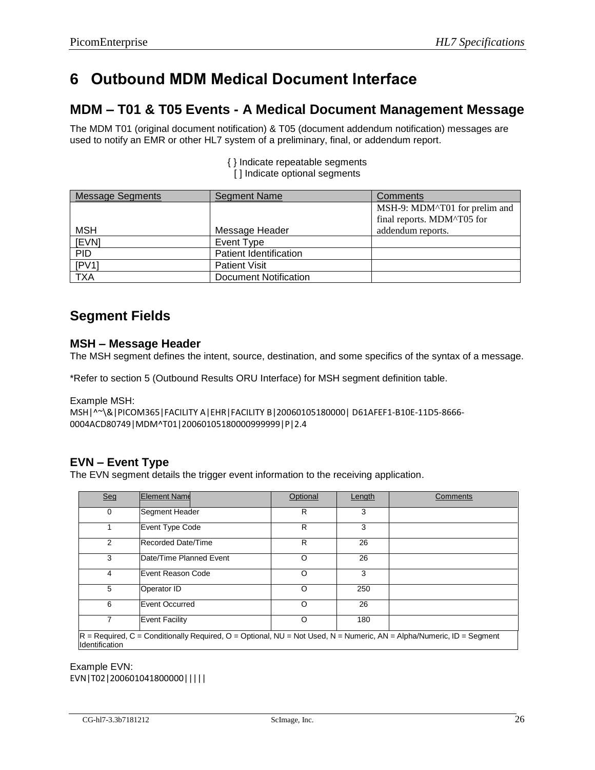# 6 Outbound MDM Medical Document Interface

## MDM – T01 & T05 Events - A Medical Document Management Message

The MDM T01 (original document notification) & T05 (document addendum notification) messages are used to notify an EMR or other HL7 system of a preliminary, final, or addendum report.

{ } Indicate repeatable segments
[ ] Indicate optional segments

| Message Segments | Segment Name | Comments |
|---|---|---|
| MSH | Message Header | MSH-9: MDM^T01 for prelim and final reports. MDM^T05 for addendum reports. |
| [EVN] | Event Type | |
| PID | Patient Identification | |
| [PV1] | Patient Visit | |
| TXA | Document Notification | |

## Segment Fields

### MSH – Message Header

The MSH segment defines the intent, source, destination, and some specifics of the syntax of a message.

*Refer to section 5 (Outbound Results ORU Interface) for MSH segment definition table.

Example MSH:

```
MSH|^~\&|PICOM365|FACILITY A|EHR|FACILITY B|20060105180000| D61AFEF1-B10E-11D5-8666-0004ACD80749|MDM^T01|20060105180000999999|P|2.4
```

### EVN – Event Type

The EVN segment details the trigger event information to the receiving application.

| Seq | Element Name | Optional | Length | Comments |
|---|---|---|---|---|
| 0 | Segment Header | R | 3 | |
| 1 | Event Type Code | R | 3 | |
| 2 | Recorded Date/Time | R | 26 | |
| 3 | Date/Time Planned Event | O | 26 | |
| 4 | Event Reason Code | O | 3 | |
| 5 | Operator ID | O | 250 | |
| 6 | Event Occurred | O | 26 | |
| 7 | Event Facility | O | 180 | |
| R = Required, C = Conditionally Required, O = Optional, NU = Not Used, N = Numeric, AN = Alpha/Numeric, ID = Segment Identification | | | | |

Example EVN:

```
EVN|T02|200601041800000|||||
```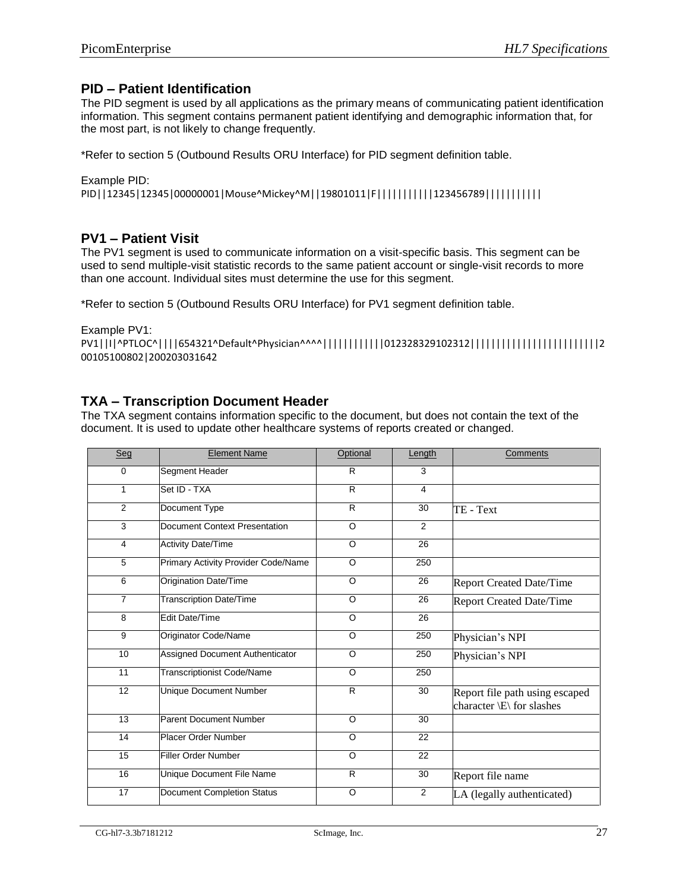## PID – Patient Identification

The PID segment is used by all applications as the primary means of communicating patient identification information. This segment contains permanent patient identifying and demographic information that, for the most part, is not likely to change frequently.

*Refer to section 5 (Outbound Results ORU Interface) for PID segment definition table.

Example PID:

```
PID||12345|12345|00000001|Mouse^Mickey^M||19801011|F|||||||||||123456789|||||||||||
```

## PV1 – Patient Visit

The PV1 segment is used to communicate information on a visit-specific basis. This segment can be used to send multiple-visit statistic records to the same patient account or single-visit records to more than one account. Individual sites must determine the use for this segment.

*Refer to section 5 (Outbound Results ORU Interface) for PV1 segment definition table.

Example PV1:

```
PV1||I|^PTLOC^||||654321^Default^Physician^^^^||||||||||||012328329102312||||||||||||||||||||||||||2
00105100802|200203031642
```

## TXA – Transcription Document Header

The TXA segment contains information specific to the document, but does not contain the text of the document. It is used to update other healthcare systems of reports created or changed.

| Seg | Element Name | Optional | Length | Comments |
|---|---|---|---|---|
| 0 | Segment Header | R | 3 | |
| 1 | Set ID - TXA | R | 4 | |
| 2 | Document Type | R | 30 | TE - Text |
| 3 | Document Context Presentation | O | 2 | |
| 4 | Activity Date/Time | O | 26 | |
| 5 | Primary Activity Provider Code/Name | O | 250 | |
| 6 | Origination Date/Time | O | 26 | Report Created Date/Time |
| 7 | Transcription Date/Time | O | 26 | Report Created Date/Time |
| 8 | Edit Date/Time | O | 26 | |
| 9 | Originator Code/Name | O | 250 | Physician's NPI |
| 10 | Assigned Document Authenticator | O | 250 | Physician's NPI |
| 11 | Transcriptionist Code/Name | O | 250 | |
| 12 | Unique Document Number | R | 30 | Report file path using escaped character \E\ for slashes |
| 13 | Parent Document Number | O | 30 | |
| 14 | Placer Order Number | O | 22 | |
| 15 | Filler Order Number | O | 22 | |
| 16 | Unique Document File Name | R | 30 | Report file name |
| 17 | Document Completion Status | O | 2 | LA (legally authenticated) |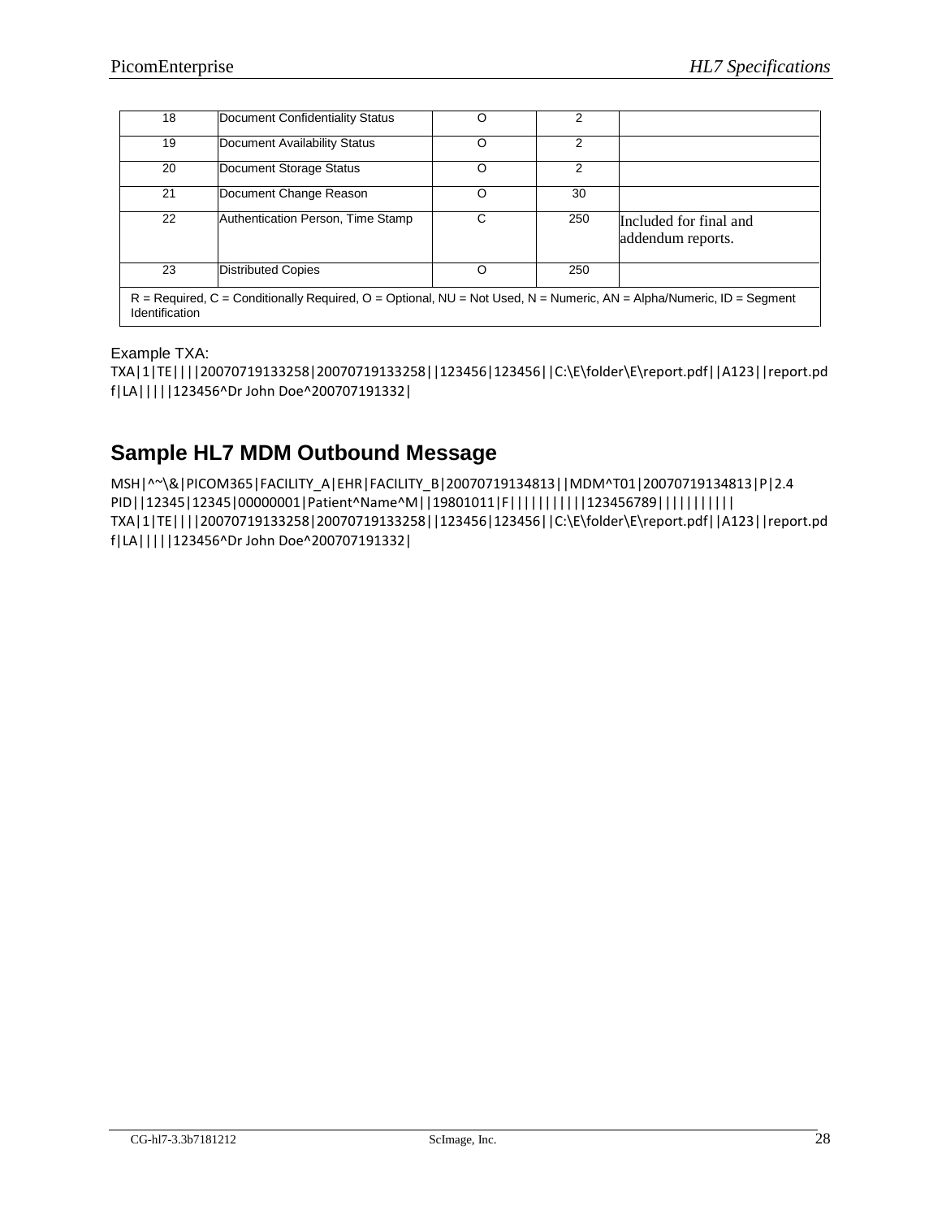| 18 | Document Confidentiality Status | O | 2 | |
|---|---|---|---|---|
| 19 | Document Availability Status | O | 2 | |
| 20 | Document Storage Status | O | 2 | |
| 21 | Document Change Reason | O | 30 | |
| 22 | Authentication Person, Time Stamp | C | 250 | Included for final and addendum reports. |
| 23 | Distributed Copies | O | 250 | |
| R = Required, C = Conditionally Required, O = Optional, NU = Not Used, N = Numeric, AN = Alpha/Numeric, ID = Segment Identification | | | | |

Example TXA:

```
TXA|1|TE||||20070719133258|20070719133258||123456|123456||C:\E\folder\E\report.pdf||A123||report.pdf|LA|||||123456^Dr John Doe^200707191332|
```

## Sample HL7 MDM Outbound Message

```
MSH|^~\&|PICOM365|FACILITY_A|EHR|FACILITY_B|20070719134813||MDM^T01|20070719134813|P|2.4
PID||12345|12345|00000001|Patient^Name^M||19801011|F|||||||||||123456789|||||||||||
TXA|1|TE||||20070719133258|20070719133258||123456|123456||C:\E\folder\E\report.pdf||A123||report.pdf|LA|||||123456^Dr John Doe^200707191332|
```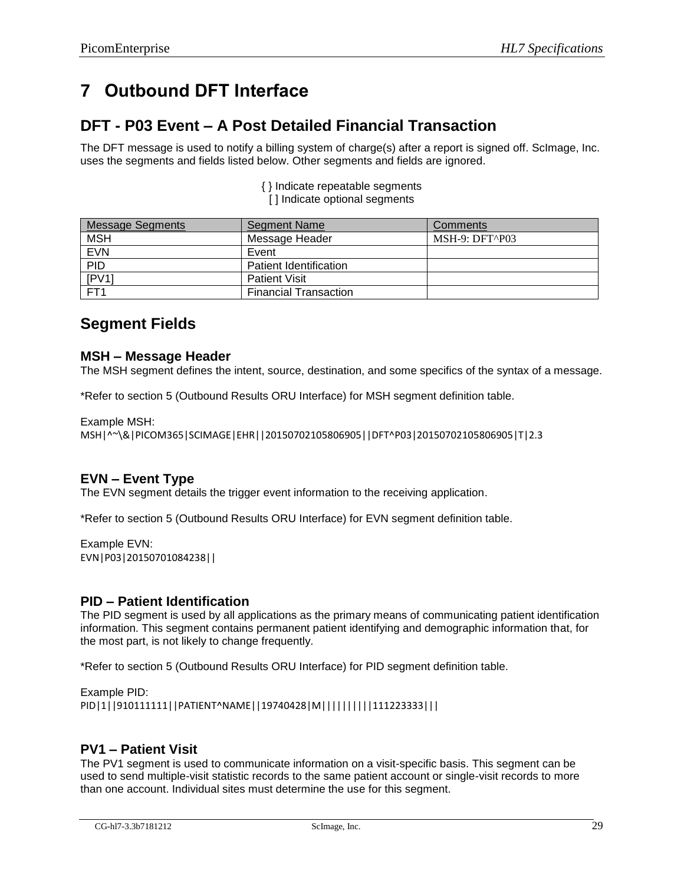# 7 Outbound DFT Interface

## DFT - P03 Event – A Post Detailed Financial Transaction

The DFT message is used to notify a billing system of charge(s) after a report is signed off. ScImage, Inc. uses the segments and fields listed below. Other segments and fields are ignored.

{ } Indicate repeatable segments
[ ] Indicate optional segments

| Message Segments | Segment Name | Comments |
|---|---|---|
| MSH | Message Header | MSH-9: DFT^P03 |
| EVN | Event | |
| PID | Patient Identification | |
| [PV1] | Patient Visit | |
| FT1 | Financial Transaction | |

## Segment Fields

### MSH – Message Header

The MSH segment defines the intent, source, destination, and some specifics of the syntax of a message.

*Refer to section 5 (Outbound Results ORU Interface) for MSH segment definition table.

Example MSH:

```
MSH|^~\&|PICOM365|SCIMAGE|EHR||20150702105806905||DFT^P03|20150702105806905|T|2.3
```

### EVN – Event Type

The EVN segment details the trigger event information to the receiving application.

*Refer to section 5 (Outbound Results ORU Interface) for EVN segment definition table.

Example EVN:

```
EVN|P03|20150701084238||
```

### PID – Patient Identification

The PID segment is used by all applications as the primary means of communicating patient identification information. This segment contains permanent patient identifying and demographic information that, for the most part, is not likely to change frequently.

*Refer to section 5 (Outbound Results ORU Interface) for PID segment definition table.

Example PID:

```
PID|1||910111111||PATIENT^NAME||19740428|M|||||||||111223333|||
```

### PV1 – Patient Visit

The PV1 segment is used to communicate information on a visit-specific basis. This segment can be used to send multiple-visit statistic records to the same patient account or single-visit records to more than one account. Individual sites must determine the use for this segment.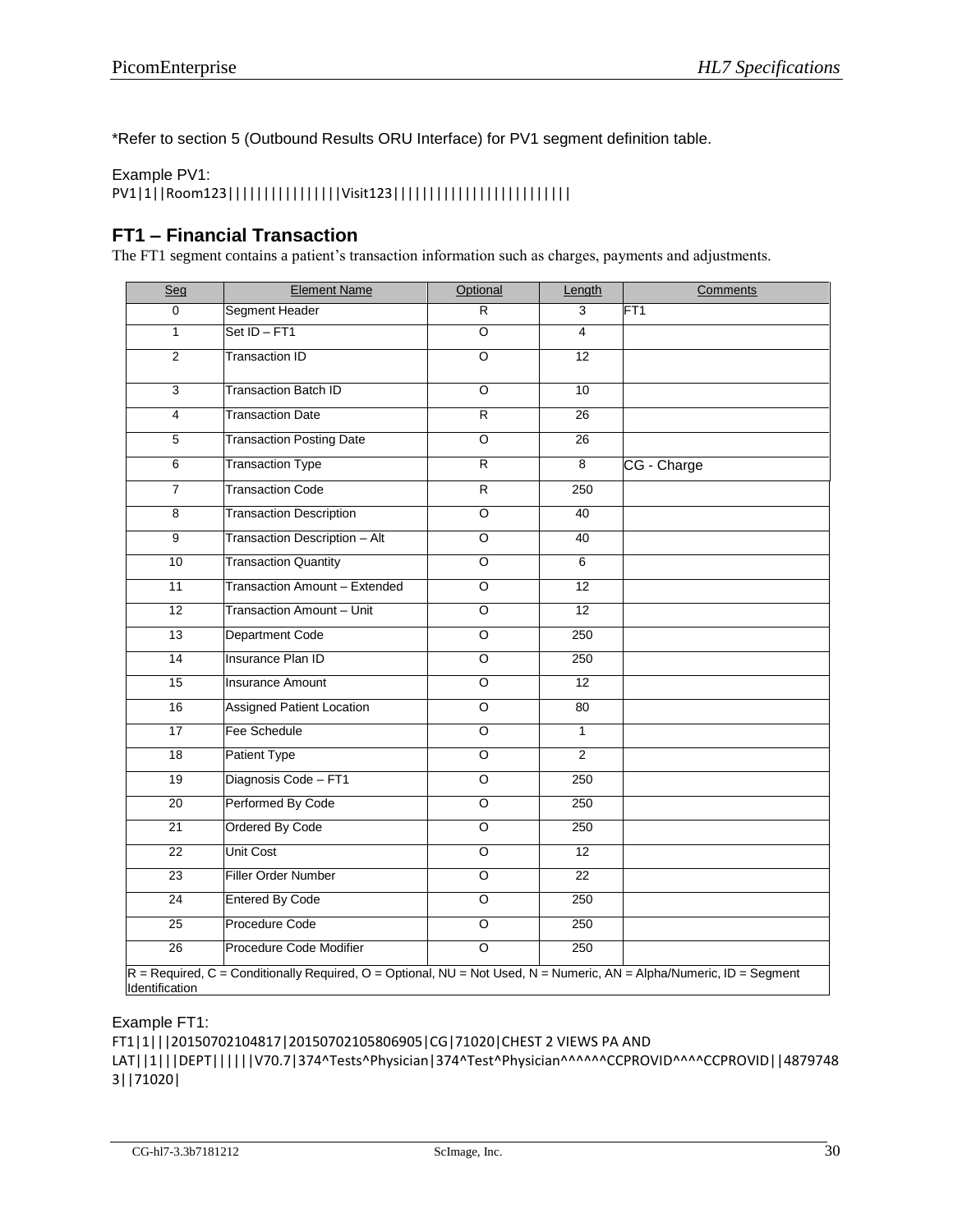*Refer to section 5 (Outbound Results ORU Interface) for PV1 segment definition table.

Example PV1:

```
PV1|1||Room123||||||||||||||||Visit123||||||||||||||||||||||||
```

## FT1 – Financial Transaction

The FT1 segment contains a patient's transaction information such as charges, payments and adjustments.

| Seg | Element Name | Optional | Length | Comments |
|---|---|---|---|---|
| 0 | Segment Header | R | 3 | FT1 |
| 1 | Set ID – FT1 | O | 4 | |
| 2 | Transaction ID | O | 12 | |
| 3 | Transaction Batch ID | O | 10 | |
| 4 | Transaction Date | R | 26 | |
| 5 | Transaction Posting Date | O | 26 | |
| 6 | Transaction Type | R | 8 | CG - Charge |
| 7 | Transaction Code | R | 250 | |
| 8 | Transaction Description | O | 40 | |
| 9 | Transaction Description – Alt | O | 40 | |
| 10 | Transaction Quantity | O | 6 | |
| 11 | Transaction Amount – Extended | O | 12 | |
| 12 | Transaction Amount – Unit | O | 12 | |
| 13 | Department Code | O | 250 | |
| 14 | Insurance Plan ID | O | 250 | |
| 15 | Insurance Amount | O | 12 | |
| 16 | Assigned Patient Location | O | 80 | |
| 17 | Fee Schedule | O | 1 | |
| 18 | Patient Type | O | 2 | |
| 19 | Diagnosis Code – FT1 | O | 250 | |
| 20 | Performed By Code | O | 250 | |
| 21 | Ordered By Code | O | 250 | |
| 22 | Unit Cost | O | 12 | |
| 23 | Filler Order Number | O | 22 | |
| 24 | Entered By Code | O | 250 | |
| 25 | Procedure Code | O | 250 | |
| 26 | Procedure Code Modifier | O | 250 | |

R = Required, C = Conditionally Required, O = Optional, NU = Not Used, N = Numeric, AN = Alpha/Numeric, ID = Segment Identification

Example FT1:

```
FT1|1|||20150702104817|20150702105806905|CG|71020|CHEST 2 VIEWS PA AND LAT||1|||DEPT||||||V70.7|374^Tests^Physician|374^Test^Physician^^^^^^CCPROVID^^^^CCPROVID||48797483||71020|
```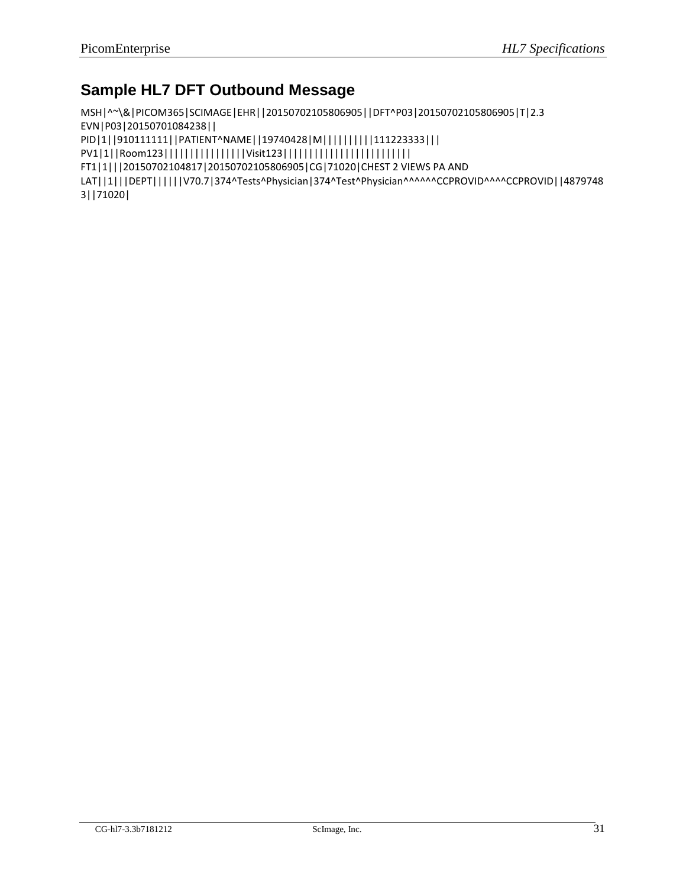## Sample HL7 DFT Outbound Message

```
MSH|^~\&|PICOM365|SCIMAGE|EHR||20150702105806905||DFT^P03|20150702105806905|T|2.3
EVN|P03|20150701084238||
PID|1||910111111||PATIENT^NAME||19740428|M||||||||||111223333|||
PV1|1||Room123||||||||||||||||Visit123||||||||||||||||||||||||||
FT1|1|||20150702104817|20150702105806905|CG|71020|CHEST 2 VIEWS PA AND
LAT||1|||DEPT||||||V70.7|374^Tests^Physician|374^Test^Physician^^^^^^CCPROVID^^^^CCPROVID||4879748
3||71020|
```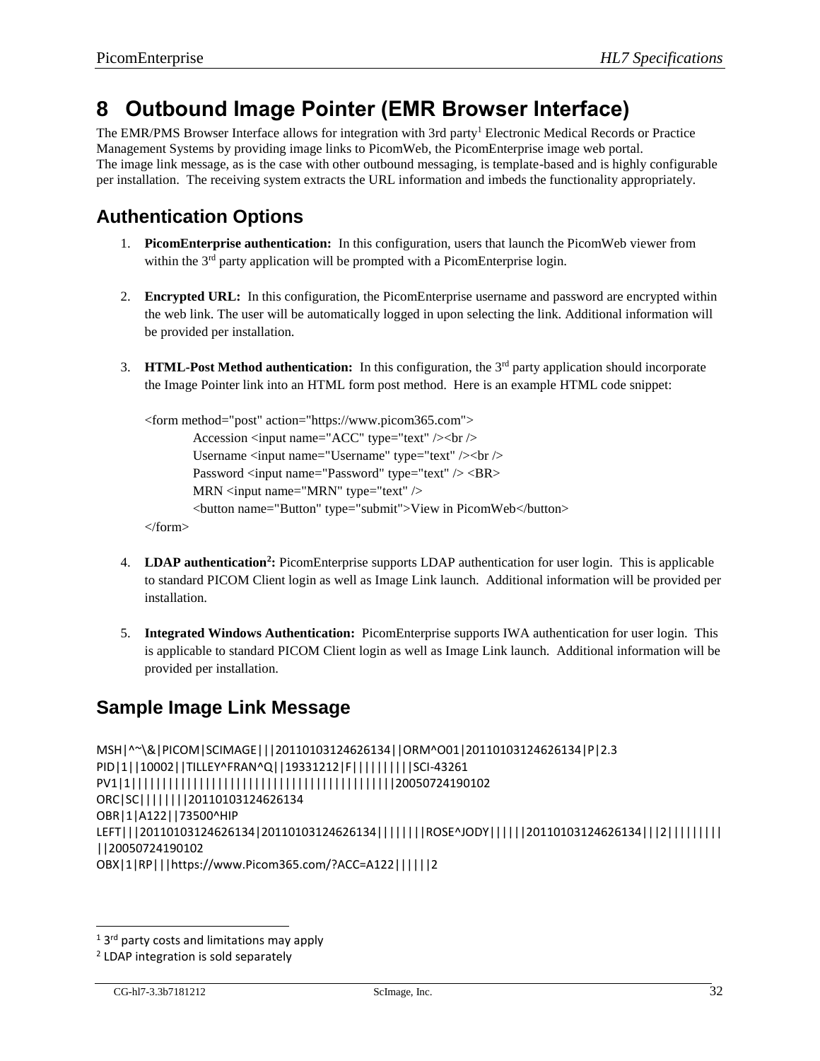# 8 Outbound Image Pointer (EMR Browser Interface)

The EMR/PMS Browser Interface allows for integration with 3rd party[1] Electronic Medical Records or Practice Management Systems by providing image links to PicomWeb, the PicomEnterprise image web portal.
The image link message, as is the case with other outbound messaging, is template-based and is highly configurable per installation. The receiving system extracts the URL information and imbeds the functionality appropriately.

## Authentication Options

1. **PicomEnterprise authentication:** In this configuration, users that launch the PicomWeb viewer from within the 3rd party application will be prompted with a PicomEnterprise login.

2. **Encrypted URL:** In this configuration, the PicomEnterprise username and password are encrypted within the web link. The user will be automatically logged in upon selecting the link. Additional information will be provided per installation.

3. **HTML-Post Method authentication:** In this configuration, the 3rd party application should incorporate the Image Pointer link into an HTML form post method. Here is an example HTML code snippet:

```
<form method="post" action="https://www.picom365.com">
        Accession <input name="ACC" type="text" /><br />
        Username <input name="Username" type="text" /><br />
        Password <input name="Password" type="text" /> <BR>
        MRN <input name="MRN" type="text" />
        <button name="Button" type="submit">View in PicomWeb</button>
</form>
```

4. **LDAP authentication[2]:** PicomEnterprise supports LDAP authentication for user login. This is applicable to standard PICOM Client login as well as Image Link launch. Additional information will be provided per installation.

5. **Integrated Windows Authentication:** PicomEnterprise supports IWA authentication for user login. This is applicable to standard PICOM Client login as well as Image Link launch. Additional information will be provided per installation.

## Sample Image Link Message

```
MSH|^~\&|PICOM|SCIMAGE|||20110103124626134||ORM^O01|20110103124626134|P|2.3
PID|1||10002||TILLEY^FRAN^Q||19331212|F||||||||||SCI-43261
PV1|1|||||||||||||||||||||||||||||||||||||||||||||20050724190102
ORC|SC||||||||20110103124626134
OBR|1|A122||73500^HIP
LEFT|||20110103124626134|20110103124626134||||||||ROSE^JODY||||||20110103124626134|||2||||||||||
||20050724190102
OBX|1|RP|||https://www.Picom365.com/?ACC=A122||||||2
```

---

[1] 3rd party costs and limitations may apply

[2] LDAP integration is sold separately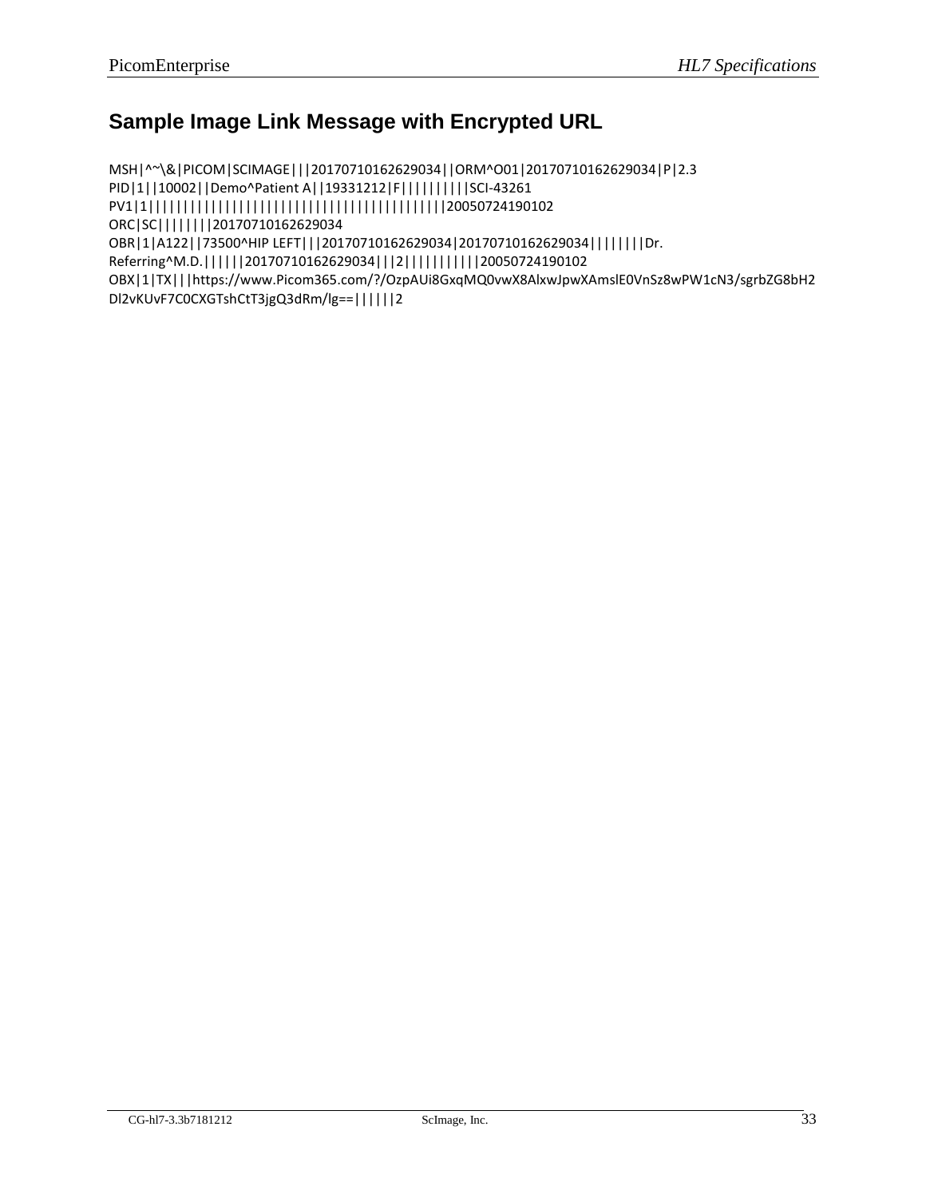## Sample Image Link Message with Encrypted URL

```
MSH|^~\&|PICOM|SCIMAGE|||20170710162629034||ORM^O01|20170710162629034|P|2.3
PID|1||10002||Demo^Patient A||19331212|F||||||||||SCI-43261
PV1|1||||||||||||||||||||||||||||||||||||||||||||20050724190102
ORC|SC||||||||20170710162629034
OBR|1|A122||73500^HIP LEFT|||20170710162629034|20170710162629034||||||||Dr.
Referring^M.D.||||||20170710162629034|||2|||||||||||20050724190102
OBX|1|TX|||https://www.Picom365.com/?/OzpAUi8GxqMQ0vwX8AlxwJpwXAmslE0VnSz8wPW1cN3/sgrbZG8bH2
Dl2vKUvF7C0CXGTshCtT3jgQ3dRm/lg==||||||2
```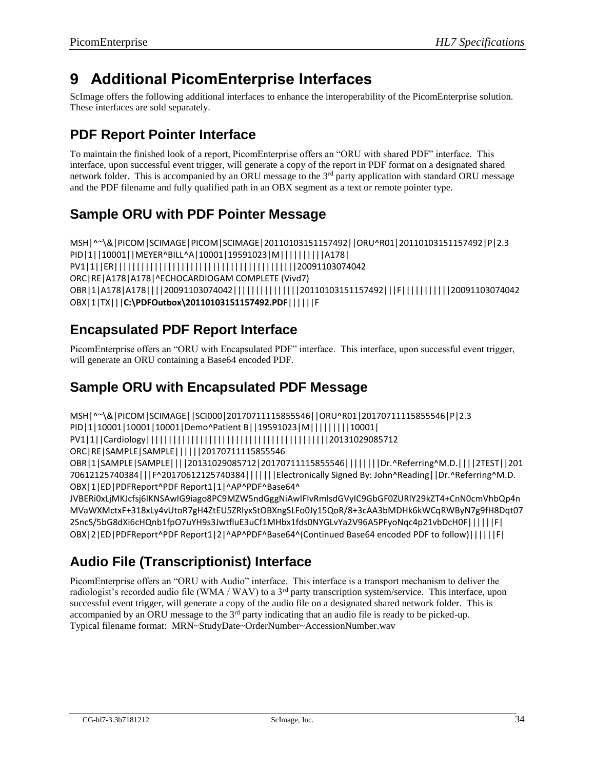# 9 Additional PicomEnterprise Interfaces

ScImage offers the following additional interfaces to enhance the interoperability of the PicomEnterprise solution. These interfaces are sold separately.

## PDF Report Pointer Interface

To maintain the finished look of a report, PicomEnterprise offers an "ORU with shared PDF" interface. This interface, upon successful event trigger, will generate a copy of the report in PDF format on a designated shared network folder. This is accompanied by an ORU message to the 3rd party application with standard ORU message and the PDF filename and fully qualified path in an OBX segment as a text or remote pointer type.

## Sample ORU with PDF Pointer Message

```
MSH|^~\&|PICOM|SCIMAGE|PICOM|SCIMAGE|20110103151157492||ORU^R01|20110103151157492|P|2.3
PID|1||10001||MEYER^BILL^A|10001|19591023|M|||||||||A178|
PV1|1||ER|||||||||||||||||||||||||||||||||||||||||20091103074042
ORC|RE|A178|A178|^ECHOCARDIOGAM COMPLETE (Vivd7)
OBR|1|A178|A178||||20091103074042|||||||||||||20110103151157492|||F|||||||||||20091103074042
OBX|1|TX|||C:\PDFOutbox\20110103151157492.PDF||||||F
```

## Encapsulated PDF Report Interface

PicomEnterprise offers an "ORU with Encapsulated PDF" interface. This interface, upon successful event trigger, will generate an ORU containing a Base64 encoded PDF.

## Sample ORU with Encapsulated PDF Message

```
MSH|^~\&|PICOM|SCIMAGE||SCI000|20170711115855546||ORU^R01|20170711115855546|P|2.3
PID|1|10001|10001|10001|Demo^Patient B||19591023|M|||||||||10001|
PV1|1||Cardiology|||||||||||||||||||||||||||||||||||||||||20131029085712
ORC|RE|SAMPLE|SAMPLE||||||20170711115855546
OBR|1|SAMPLE|SAMPLE||||20131029085712|20170711115855546||||||||Dr.^Referring^M.D.||||2TEST||20170612125740384|||F^20170612125740384|||||||Electronically Signed By: John^Reading||Dr.^Referring^M.D.
OBX|1|ED|PDFReport^PDF Report1|1|^AP^PDF^Base64^
JVBERi0xLjMKJcfsj6IKNSAwIG9iago8PC9MZW5ndGggNiAwIFIvRmlsdGVyIC9GbGF0ZURlY29kZT4+CnN0cmVhbQp4nMVaWXMctxF+318xLy4vUtoR7gH4ZtEU5ZRlyxStOBXngSLFo0Jy15QoR/8+3cAA3bMDHk6kWCqRWByN7g9fH8Dqt072SncS/5bG8dXi6cHQnb1fpO7uYH9s3JwtfluE3uCf1MHbx1fds0NYGLvYa2V96A5PFyoNqc4p21vbDcH0F||||||F|
OBX|2|ED|PDFReport^PDF Report1|2|^AP^PDF^Base64^(Continued Base64 encoded PDF to follow)||||||F|
```

## Audio File (Transcriptionist) Interface

PicomEnterprise offers an "ORU with Audio" interface. This interface is a transport mechanism to deliver the radiologist's recorded audio file (WMA / WAV) to a 3rd party transcription system/service. This interface, upon successful event trigger, will generate a copy of the audio file on a designated shared network folder. This is accompanied by an ORU message to the 3rd party indicating that an audio file is ready to be picked-up.

Typical filename format: MRN~StudyDate~OrderNumber~AccessionNumber.wav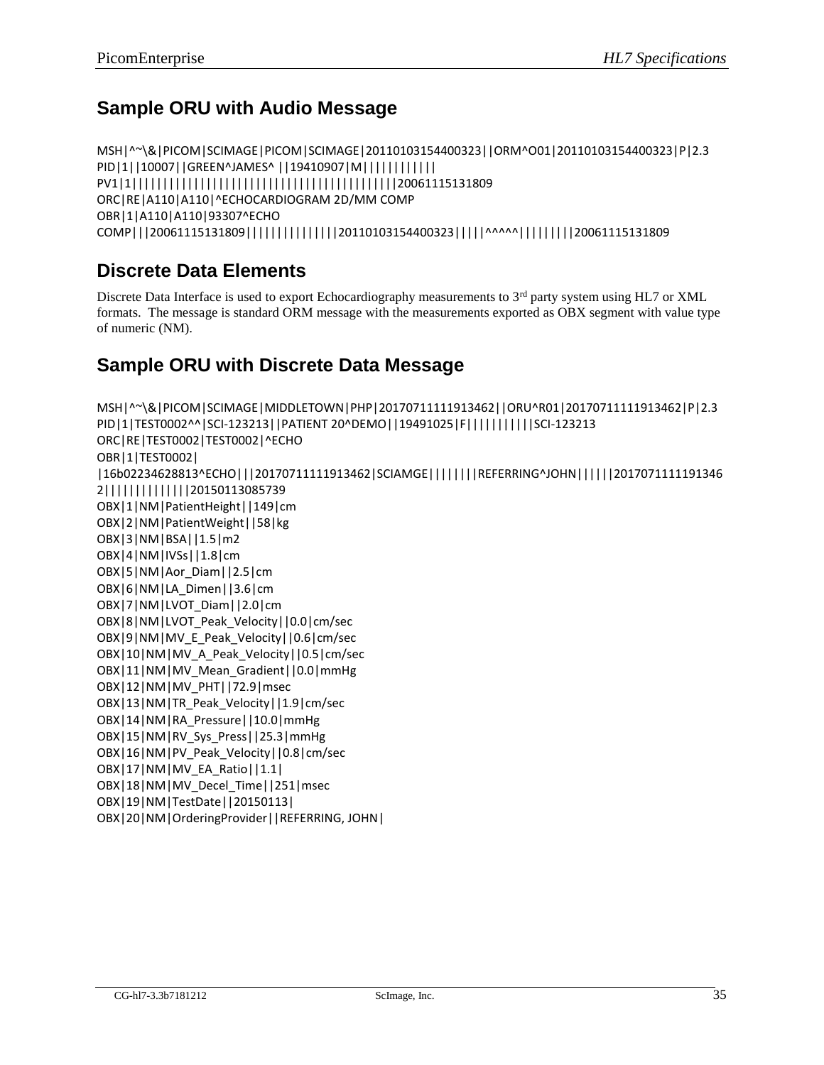## Sample ORU with Audio Message

```
MSH|^~\&|PICOM|SCIMAGE|PICOM|SCIMAGE|20110103154400323||ORM^O01|20110103154400323|P|2.3
PID|1||10007||GREEN^JAMES^ ||19410907|M||||||||||||
PV1|1||||||||||||||||||||||||||||||||||||||||||||20061115131809
ORC|RE|A110|A110|^ECHOCARDIOGRAM 2D/MM COMP
OBR|1|A110|A110|93307^ECHO
COMP|||20061115131809|||||||||||||||20110103154400323|||||^^^^^|||||||||20061115131809
```

## Discrete Data Elements

Discrete Data Interface is used to export Echocardiography measurements to 3rd party system using HL7 or XML formats. The message is standard ORM message with the measurements exported as OBX segment with value type of numeric (NM).

## Sample ORU with Discrete Data Message

```
MSH|^~\&|PICOM|SCIMAGE|MIDDLETOWN|PHP|20170711111913462||ORU^R01|20170711111913462|P|2.3
PID|1|TEST0002^^|SCI-123213||PATIENT 20^DEMO||19491025|F|||||||||||SCI-123213
ORC|RE|TEST0002|TEST0002|^ECHO
OBR|1|TEST0002|
|16b02234628813^ECHO|||20170711111913462|SCIAMGE||||||||REFERRING^JOHN||||||2017071111191346
2||||||||||||||20150113085739
OBX|1|NM|PatientHeight||149|cm
OBX|2|NM|PatientWeight||58|kg
OBX|3|NM|BSA||1.5|m2
OBX|4|NM|IVSs||1.8|cm
OBX|5|NM|Aor_Diam||2.5|cm
OBX|6|NM|LA_Dimen||3.6|cm
OBX|7|NM|LVOT_Diam||2.0|cm
OBX|8|NM|LVOT_Peak_Velocity||0.0|cm/sec
OBX|9|NM|MV_E_Peak_Velocity||0.6|cm/sec
OBX|10|NM|MV_A_Peak_Velocity||0.5|cm/sec
OBX|11|NM|MV_Mean_Gradient||0.0|mmHg
OBX|12|NM|MV_PHT||72.9|msec
OBX|13|NM|TR_Peak_Velocity||1.9|cm/sec
OBX|14|NM|RA_Pressure||10.0|mmHg
OBX|15|NM|RV_Sys_Press||25.3|mmHg
OBX|16|NM|PV_Peak_Velocity||0.8|cm/sec
OBX|17|NM|MV_EA_Ratio||1.1|
OBX|18|NM|MV_Decel_Time||251|msec
OBX|19|NM|TestDate||20150113|
OBX|20|NM|OrderingProvider||REFERRING, JOHN|
```